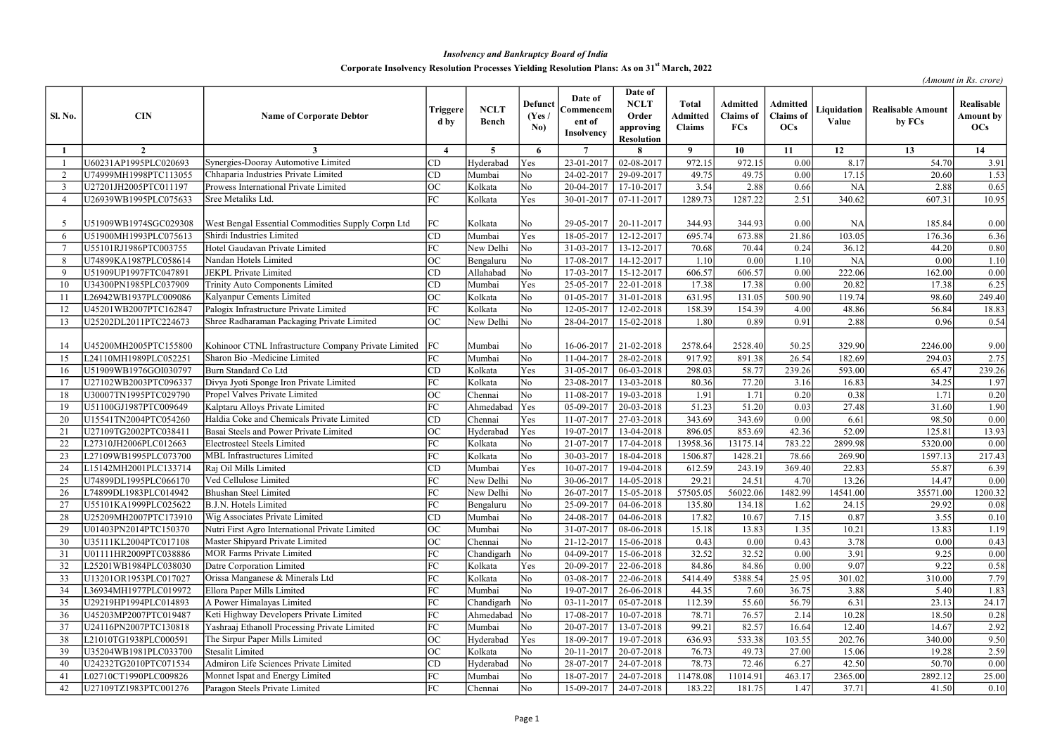*Insolvency and Bankruptcy Board of India*

**Corporate Insolvency Resolution Processes Yielding Resolution Plans: As on 31st March, 2022**

*(Amount in Rs. crore)*

| Sl. No. | CIN | Name of Corporate Debtor | Triggered by | NCLT Bench | Defunct (Yes / No) | Date of Commencement of Insolvency | Date of NCLT Order approving Resolution | Total Admitted Claims | Admitted Claims of FCs | Admitted Claims of OCs | Liquidation Value | Realisable Amount by FCs | Realisable Amount by OCs |
|---|---|---|---|---|---|---|---|---|---|---|---|---|---|
| 1 | 2 | 3 | 4 | 5 | 6 | 7 | 8 | 9 | 10 | 11 | 12 | 13 | 14 |
| 1 | U60231AP1995PLC020693 | Synergies-Dooray Automotive Limited | CD | Hyderabad | Yes | 23-01-2017 | 02-08-2017 | 972.15 | 972.15 | 0.00 | 8.17 | 54.70 | 3.91 |
| 2 | U74999MH1998PTC113055 | Chhaparia Industries Private Limited | CD | Mumbai | No | 24-02-2017 | 29-09-2017 | 49.75 | 49.75 | 0.00 | 17.15 | 20.60 | 1.53 |
| 3 | U27201JH2005PTC011197 | Prowess International Private Limited | OC | Kolkata | No | 20-04-2017 | 17-10-2017 | 3.54 | 2.88 | 0.66 | NA | 2.88 | 0.65 |
| 4 | U26939WB1995PLC075633 | Sree Metaliks Ltd. | FC | Kolkata | Yes | 30-01-2017 | 07-11-2017 | 1289.73 | 1287.22 | 2.51 | 340.62 | 607.31 | 10.95 |
| 5 | U51909WB1974SGC029308 | West Bengal Essential Commodities Supply Corpn Ltd | FC | Kolkata | No | 29-05-2017 | 20-11-2017 | 344.93 | 344.93 | 0.00 | NA | 185.84 | 0.00 |
| 6 | U51900MH1993PLC075613 | Shirdi Industries Limited | CD | Mumbai | Yes | 18-05-2017 | 12-12-2017 | 695.74 | 673.88 | 21.86 | 103.05 | 176.36 | 6.36 |
| 7 | U55101RJ1986PTC003755 | Hotel Gaudavan Private Limited | FC | New Delhi | No | 31-03-2017 | 13-12-2017 | 70.68 | 70.44 | 0.24 | 36.12 | 44.20 | 0.80 |
| 8 | U74899KA1987PLC058614 | Nandan Hotels Limited | OC | Bengaluru | No | 17-08-2017 | 14-12-2017 | 1.10 | 0.00 | 1.10 | NA | 0.00 | 1.10 |
| 9 | U51909UP1997FTC047891 | JEKPL Private Limited | CD | Allahabad | No | 17-03-2017 | 15-12-2017 | 606.57 | 606.57 | 0.00 | 222.06 | 162.00 | 0.00 |
| 10 | U34300PN1985PLC037909 | Trinity Auto Components Limited | CD | Mumbai | Yes | 25-05-2017 | 22-01-2018 | 17.38 | 17.38 | 0.00 | 20.82 | 17.38 | 6.25 |
| 11 | L26942WB1937PLC009086 | Kalyanpur Cements Limited | OC | Kolkata | No | 01-05-2017 | 31-01-2018 | 631.95 | 131.05 | 500.90 | 119.74 | 98.60 | 249.40 |
| 12 | U45201WB2007PTC162847 | Palogix Infrastructure Private Limited | FC | Kolkata | No | 12-05-2017 | 12-02-2018 | 158.39 | 154.39 | 4.00 | 48.86 | 56.84 | 18.83 |
| 13 | U25202DL2011PTC224673 | Shree Radharaman Packaging Private Limited | OC | New Delhi | No | 28-04-2017 | 15-02-2018 | 1.80 | 0.89 | 0.91 | 2.88 | 0.96 | 0.54 |
| 14 | U45200MH2005PTC155800 | Kohinoor CTNL Infrastructure Company Private Limited | FC | Mumbai | No | 16-06-2017 | 21-02-2018 | 2578.64 | 2528.40 | 50.25 | 329.90 | 2246.00 | 9.00 |
| 15 | L24110MH1989PLC052251 | Sharon Bio -Medicine Limited | FC | Mumbai | No | 11-04-2017 | 28-02-2018 | 917.92 | 891.38 | 26.54 | 182.69 | 294.03 | 2.75 |
| 16 | U51909WB1976GOI030797 | Burn Standard Co Ltd | CD | Kolkata | Yes | 31-05-2017 | 06-03-2018 | 298.03 | 58.77 | 239.26 | 593.00 | 65.47 | 239.26 |
| 17 | U27102WB2003PTC096337 | Divya Jyoti Sponge Iron Private Limited | FC | Kolkata | No | 23-08-2017 | 13-03-2018 | 80.36 | 77.20 | 3.16 | 16.83 | 34.25 | 1.97 |
| 18 | U30007TN1995PTC029790 | Propel Valves Private Limited | OC | Chennai | No | 11-08-2017 | 19-03-2018 | 1.91 | 1.71 | 0.20 | 0.38 | 1.71 | 0.20 |
| 19 | U51100GJ1987PTC009649 | Kalptaru Alloys Private Limited | FC | Ahmedabad | Yes | 05-09-2017 | 20-03-2018 | 51.23 | 51.20 | 0.03 | 27.48 | 31.60 | 1.90 |
| 20 | U15541TN2004PTC054260 | Haldia Coke and Chemicals Private Limited | CD | Chennai | Yes | 11-07-2017 | 27-03-2018 | 343.69 | 343.69 | 0.00 | 6.61 | 98.50 | 0.00 |
| 21 | U27109TG2002PTC038411 | Basai Steels and Power Private Limited | OC | Hyderabad | Yes | 19-07-2017 | 13-04-2018 | 896.05 | 853.69 | 42.36 | 52.09 | 125.81 | 13.93 |
| 22 | L27310JH2006PLC012663 | Electrosteel Steels Limited | FC | Kolkata | No | 21-07-2017 | 17-04-2018 | 13958.36 | 13175.14 | 783.22 | 2899.98 | 5320.00 | 0.00 |
| 23 | L27109WB1995PLC073700 | MBL Infrastructures Limited | FC | Kolkata | No | 30-03-2017 | 18-04-2018 | 1506.87 | 1428.21 | 78.66 | 269.90 | 1597.13 | 217.43 |
| 24 | L15142MH2001PLC133714 | Raj Oil Mills Limited | CD | Mumbai | Yes | 10-07-2017 | 19-04-2018 | 612.59 | 243.19 | 369.40 | 22.83 | 55.87 | 6.39 |
| 25 | U74899DL1995PLC066170 | Ved Cellulose Limited | FC | New Delhi | No | 30-06-2017 | 14-05-2018 | 29.21 | 24.51 | 4.70 | 13.26 | 14.47 | 0.00 |
| 26 | L74899DL1983PLC014942 | Bhushan Steel Limited | FC | New Delhi | No | 26-07-2017 | 15-05-2018 | 57505.05 | 56022.06 | 1482.99 | 14541.00 | 35571.00 | 1200.32 |
| 27 | U55101KA1999PLC025622 | B.J.N. Hotels Limited | FC | Bengaluru | No | 25-09-2017 | 04-06-2018 | 135.80 | 134.18 | 1.62 | 24.15 | 29.92 | 0.08 |
| 28 | U25209MH2007PTC173910 | Wig Associates Private Limited | CD | Mumbai | No | 24-08-2017 | 04-06-2018 | 17.82 | 10.67 | 7.15 | 0.87 | 3.55 | 0.10 |
| 29 | U01403PN2014PTC150370 | Nutri First Agro International Private Limited | OC | Mumbai | No | 31-07-2017 | 08-06-2018 | 15.18 | 13.83 | 1.35 | 10.21 | 13.83 | 1.19 |
| 30 | U35111KL2004PTC017108 | Master Shipyard Private Limited | OC | Chennai | No | 21-12-2017 | 15-06-2018 | 0.43 | 0.00 | 0.43 | 3.78 | 0.00 | 0.43 |
| 31 | U01111HR2009PTC038886 | MOR Farms Private Limited | FC | Chandigarh | No | 04-09-2017 | 15-06-2018 | 32.52 | 32.52 | 0.00 | 3.91 | 9.25 | 0.00 |
| 32 | L25201WB1984PLC038030 | Datre Corporation Limited | FC | Kolkata | Yes | 20-09-2017 | 22-06-2018 | 84.86 | 84.86 | 0.00 | 9.07 | 9.22 | 0.58 |
| 33 | U13201OR1953PLC017027 | Orissa Manganese & Minerals Ltd | FC | Kolkata | No | 03-08-2017 | 22-06-2018 | 5414.49 | 5388.54 | 25.95 | 301.02 | 310.00 | 7.79 |
| 34 | L36934MH1977PLC019972 | Ellora Paper Mills Limited | FC | Mumbai | No | 19-07-2017 | 26-06-2018 | 44.35 | 7.60 | 36.75 | 3.88 | 5.40 | 1.83 |
| 35 | U29219HP1994PLC014893 | A Power Himalayas Limited | FC | Chandigarh | No | 03-11-2017 | 05-07-2018 | 112.39 | 55.60 | 56.79 | 6.31 | 23.13 | 24.17 |
| 36 | U45203MP2007PTC019487 | Keti Highway Developers Private Limited | FC | Ahmedabad | No | 17-08-2017 | 10-07-2018 | 78.71 | 76.57 | 2.14 | 10.28 | 18.50 | 0.28 |
| 37 | U24116PN2007PTC130818 | Yashraaj Ethanoll Processing Private Limited | FC | Mumbai | No | 20-07-2017 | 13-07-2018 | 99.21 | 82.57 | 16.64 | 12.40 | 14.67 | 2.92 |
| 38 | L21010TG1938PLC000591 | The Sirpur Paper Mills Limited | OC | Hyderabad | Yes | 18-09-2017 | 19-07-2018 | 636.93 | 533.38 | 103.55 | 202.76 | 340.00 | 9.50 |
| 39 | U35204WB1981PLC033700 | Stesalit Limited | OC | Kolkata | No | 20-11-2017 | 20-07-2018 | 76.73 | 49.73 | 27.00 | 15.06 | 19.28 | 2.59 |
| 40 | U24232TG2010PTC071534 | Admiron Life Sciences Private Limited | CD | Hyderabad | No | 28-07-2017 | 24-07-2018 | 78.73 | 72.46 | 6.27 | 42.50 | 50.70 | 0.00 |
| 41 | L02710CT1990PLC009826 | Monnet Ispat and Energy Limited | FC | Mumbai | No | 18-07-2017 | 24-07-2018 | 11478.08 | 11014.91 | 463.17 | 2365.00 | 2892.12 | 25.00 |
| 42 | U27109TZ1983PTC001276 | Paragon Steels Private Limited | FC | Chennai | No | 15-09-2017 | 24-07-2018 | 183.22 | 181.75 | 1.47 | 37.71 | 41.50 | 0.10 |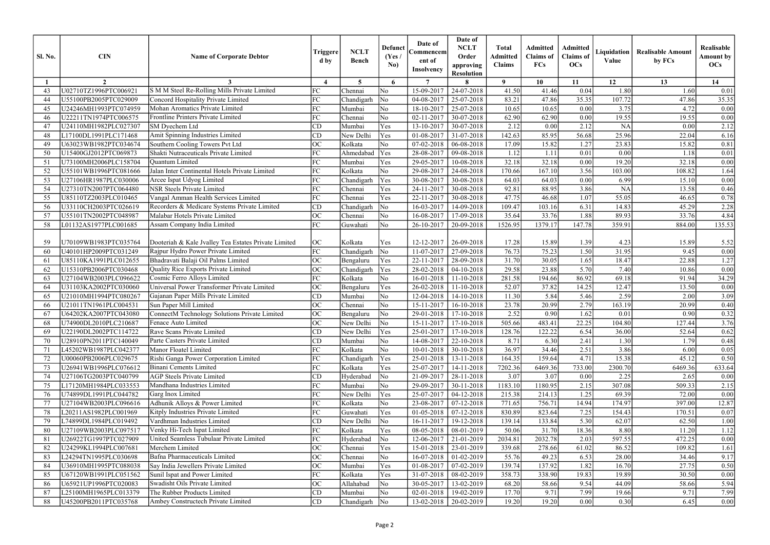| Sl. No. | CIN | Name of Corporate Debtor | Triggered by | NCLT Bench | Defunct (Yes / No) | Date of Commencement of Insolvency | Date of NCLT Order approving Resolution | Total Admitted Claims | Admitted Claims of FCs | Admitted Claims of OCs | Liquidation Value | Realisable Amount by FCs | Realisable Amount by OCs |
|---|---|---|---|---|---|---|---|---|---|---|---|---|---|
| 1 | 2 | 3 | 4 | 5 | 6 | 7 | 8 | 9 | 10 | 11 | 12 | 13 | 14 |
| 43 | U02710TZ1996PTC006921 | S M M Steel Re-Rolling Mills Private Limited | FC | Chennai | No | 15-09-2017 | 24-07-2018 | 41.50 | 41.46 | 0.04 | 1.80 | 1.60 | 0.01 |
| 44 | U55100PB2005PTC029009 | Concord Hospitality Private Limited | FC | Chandigarh | No | 04-08-2017 | 25-07-2018 | 83.21 | 47.86 | 35.35 | 107.72 | 47.86 | 35.35 |
| 45 | U24246MH1993PTC074959 | Mohan Aromatics Private Limited | FC | Mumbai | No | 18-10-2017 | 25-07-2018 | 10.65 | 10.65 | 0.00 | 3.75 | 4.72 | 0.00 |
| 46 | U22211TN1974PTC006575 | Frontline Printers Private Limited | FC | Chennai | No | 02-11-2017 | 30-07-2018 | 62.90 | 62.90 | 0.00 | 19.55 | 19.55 | 0.00 |
| 47 | U24110MH1982PLC027307 | SM Dyechem Ltd | CD | Mumbai | Yes | 13-10-2017 | 30-07-2018 | 2.12 | 0.00 | 2.12 | NA | 0.00 | 2.12 |
| 48 | L17100DL1991PLC171468 | Amit Spinning Industries Limited | CD | New Delhi | Yes | 01-08-2017 | 31-07-2018 | 142.63 | 85.95 | 56.68 | 25.96 | 22.04 | 6.16 |
| 49 | U63023WB1982PTC034674 | Southern Cooling Towers Pvt Ltd | OC | Kolkata | No | 07-02-2018 | 06-08-2018 | 17.09 | 15.82 | 1.27 | 23.83 | 15.82 | 0.81 |
| 50 | U15400GJ2012PTC069873 | Shakti Nutraceuticals Private Limited | FC | Ahmedabad | Yes | 28-08-2017 | 09-08-2018 | 1.12 | 1.11 | 0.01 | 0.00 | 1.18 | 0.01 |
| 51 | U73100MH2006PLC158704 | Quantum Limited | FC | Mumbai | Yes | 29-05-2017 | 10-08-2018 | 32.18 | 32.18 | 0.00 | 19.20 | 32.18 | 0.00 |
| 52 | U55101WB1996PTC081666 | Jalan Inter Continental Hotels Private Limited | FC | Kolkata | No | 29-08-2017 | 24-08-2018 | 170.66 | 167.10 | 3.56 | 103.00 | 108.82 | 1.64 |
| 53 | U27106HR1987PLC030006 | Arcee Ispat Udyog Limited | FC | Chandigarh | Yes | 30-08-2017 | 30-08-2018 | 64.03 | 64.03 | 0.00 | 6.99 | 15.10 | 0.00 |
| 54 | U27310TN2007PTC064480 | NSR Steels Private Limited | FC | Chennai | Yes | 24-11-2017 | 30-08-2018 | 92.81 | 88.95 | 3.86 | NA | 13.58 | 0.46 |
| 55 | U85110TZ2003PLC010465 | Vangal Amman Health Services Limited | FC | Chennai | Yes | 22-11-2017 | 30-08-2018 | 47.75 | 46.68 | 1.07 | 55.05 | 46.65 | 0.78 |
| 56 | U33110CH2003PTC026619 | Recorders & Medicare Systems Private Limited | CD | Chandigarh | No | 16-03-2017 | 14-09-2018 | 109.47 | 103.16 | 6.31 | 14.83 | 45.29 | 2.28 |
| 57 | U55101TN2002PTC048987 | Malabar Hotels Private Limited | OC | Chennai | No | 16-08-2017 | 17-09-2018 | 35.64 | 33.76 | 1.88 | 89.93 | 33.76 | 4.84 |
| 58 | L01132AS1977PLC001685 | Assam Company India Limited | FC | Guwahati | No | 26-10-2017 | 20-09-2018 | 1526.95 | 1379.17 | 147.78 | 359.91 | 884.00 | 135.53 |
| 59 | U70109WB1983PTC035764 | Dooteriah & Kale Jvalley Tea Estates Private Limited | OC | Kolkata | Yes | 12-12-2017 | 26-09-2018 | 17.28 | 15.89 | 1.39 | 4.23 | 15.89 | 5.52 |
| 60 | U40101HP2009PTC031249 | Rajpur Hydro Power Private Limited | FC | Chandigarh | No | 11-07-2017 | 27-09-2018 | 76.73 | 75.23 | 1.50 | 31.95 | 9.45 | 0.00 |
| 61 | U85110KA1991PLC012655 | Bhadravati Balaji Oil Palms Limited | OC | Bengaluru | Yes | 22-11-2017 | 28-09-2018 | 31.70 | 30.05 | 1.65 | 18.47 | 22.88 | 1.27 |
| 62 | U15310PB2006PTC030468 | Quality Rice Exports Private Limited | OC | Chandigarh | Yes | 28-02-2018 | 04-10-2018 | 29.58 | 23.88 | 5.70 | 7.40 | 10.86 | 0.00 |
| 63 | U27104WB2003PLC096622 | Cosmic Ferro Alloys Limited | FC | Kolkata | No | 16-01-2018 | 11-10-2018 | 281.58 | 194.66 | 86.92 | 69.18 | 91.94 | 34.29 |
| 64 | U31103KA2002PTC030060 | Universal Power Transformer Private Limited | OC | Bengaluru | Yes | 26-02-2018 | 11-10-2018 | 52.07 | 37.82 | 14.25 | 12.47 | 13.50 | 0.00 |
| 65 | U21010MH1994PTC080267 | Gajanan Paper Mills Private Limited | CD | Mumbai | No | 12-04-2018 | 14-10-2018 | 11.30 | 5.84 | 5.46 | 2.59 | 2.00 | 3.09 |
| 66 | U21011TN1961PLC004531 | Sun Paper Mill Limited | OC | Chennai | No | 15-11-2017 | 16-10-2018 | 23.78 | 20.99 | 2.79 | 163.19 | 20.99 | 0.40 |
| 67 | U64202KA2007PTC043080 | ConnectM Technology Solutions Private Limited | OC | Bengaluru | No | 29-01-2018 | 17-10-2018 | 2.52 | 0.90 | 1.62 | 0.01 | 0.90 | 0.32 |
| 68 | U74900DL2010PLC210687 | Fenace Auto Limited | OC | New Delhi | No | 15-11-2017 | 17-10-2018 | 505.66 | 483.41 | 22.25 | 104.80 | 127.44 | 3.76 |
| 69 | U22190DL2002PTC114722 | Rave Scans Private Limited | CD | New Delhi | Yes | 25-01-2017 | 17-10-2018 | 128.76 | 122.22 | 6.54 | 36.00 | 52.64 | 0.62 |
| 70 | U28910PN2011PTC140049 | Parte Casters Private Limited | CD | Mumbai | No | 14-08-2017 | 22-10-2018 | 8.71 | 6.30 | 2.41 | 1.30 | 1.79 | 0.48 |
| 71 | L45202WB1987PLC042377 | Manor Floatel Limited | FC | Kolkata | No | 10-01-2018 | 30-10-2018 | 36.97 | 34.46 | 2.51 | 3.86 | 6.00 | 0.05 |
| 72 | U00060PB2006PLC029675 | Rishi Ganga Power Corporation Limited | FC | Chandigarh | Yes | 25-01-2018 | 13-11-2018 | 164.35 | 159.64 | 4.71 | 15.38 | 45.12 | 0.50 |
| 73 | U26941WB1996PLC076612 | Binani Cements Limited | FC | Kolkata | Yes | 25-07-2017 | 14-11-2018 | 7202.36 | 6469.36 | 733.00 | 2300.70 | 6469.36 | 633.64 |
| 74 | U27106TG2003PTC040799 | AGP Steels Private Limited | CD | Hyderabad | No | 21-09-2017 | 28-11-2018 | 3.07 | 3.07 | 0.00 | 2.25 | 2.65 | 0.00 |
| 75 | L17120MH1984PLC033553 | Mandhana Industries Limited | FC | Mumbai | No | 29-09-2017 | 30-11-2018 | 1183.10 | 1180.95 | 2.15 | 307.08 | 509.33 | 2.15 |
| 76 | U74899DL1991PLC044782 | Garg Inox Limited | FC | New Delhi | Yes | 25-07-2017 | 04-12-2018 | 215.38 | 214.13 | 1.25 | 69.39 | 72.00 | 0.00 |
| 77 | U27104WB2003PLC096616 | Adhunik Alloys & Power Limited | FC | Kolkata | No | 23-08-2017 | 07-12-2018 | 771.65 | 756.71 | 14.94 | 174.97 | 397.00 | 12.87 |
| 78 | L20211AS1982PLC001969 | Kitply Industries Private Limited | FC | Guwahati | Yes | 01-05-2018 | 07-12-2018 | 830.89 | 823.64 | 7.25 | 154.43 | 170.51 | 0.07 |
| 79 | L74899DL1984PLC019492 | Vardhman Industries Limited | CD | New Delhi | No | 16-11-2017 | 19-12-2018 | 139.14 | 133.84 | 5.30 | 62.07 | 62.50 | 1.00 |
| 80 | U27109WB2003PLC097517 | Venky Hi-Tech Ispat Limited | FC | Kolkata | Yes | 08-05-2018 | 08-01-2019 | 50.06 | 31.70 | 18.36 | 8.80 | 11.20 | 1.12 |
| 81 | U26922TG1997PTC027909 | United Seamless Tubulaar Private Limited | FC | Hyderabad | No | 12-06-2017 | 21-01-2019 | 2034.81 | 2032.78 | 2.03 | 597.55 | 472.25 | 0.00 |
| 82 | U24299KL1994PLC007681 | Merchem Limited | OC | Chennai | Yes | 15-01-2018 | 23-01-2019 | 339.68 | 278.66 | 61.02 | 86.52 | 109.82 | 1.61 |
| 83 | L24294TN1995PLC030698 | Bafna Pharmaceuticals Limited | OC | Chennai | No | 16-07-2018 | 01-02-2019 | 55.76 | 49.23 | 6.53 | 28.00 | 34.46 | 9.17 |
| 84 | U36910MH1995PTC088038 | Say India Jewellers Private Limited | OC | Mumbai | Yes | 01-08-2017 | 07-02-2019 | 139.74 | 137.92 | 1.82 | 16.70 | 27.75 | 0.50 |
| 85 | U67120WB1991PLC051562 | Sunil Ispat and Power Limited | FC | Kolkata | Yes | 31-07-2018 | 08-02-2019 | 358.73 | 338.90 | 19.83 | 19.89 | 30.50 | 0.00 |
| 86 | U65921UP1996PTC020083 | Swadisht Oils Private Limited | OC | Allahabad | No | 30-05-2017 | 13-02-2019 | 68.20 | 58.66 | 9.54 | 44.09 | 58.66 | 5.94 |
| 87 | L25100MH1965PLC013379 | The Rubber Products Limited | CD | Mumbai | No | 02-01-2018 | 19-02-2019 | 17.70 | 9.71 | 7.99 | 19.66 | 9.71 | 7.99 |
| 88 | U45200PB2011PTC035768 | Ambey Constructech Private Limited | CD | Chandigarh | No | 13-02-2018 | 20-02-2019 | 19.20 | 19.20 | 0.00 | 0.30 | 6.45 | 0.00 |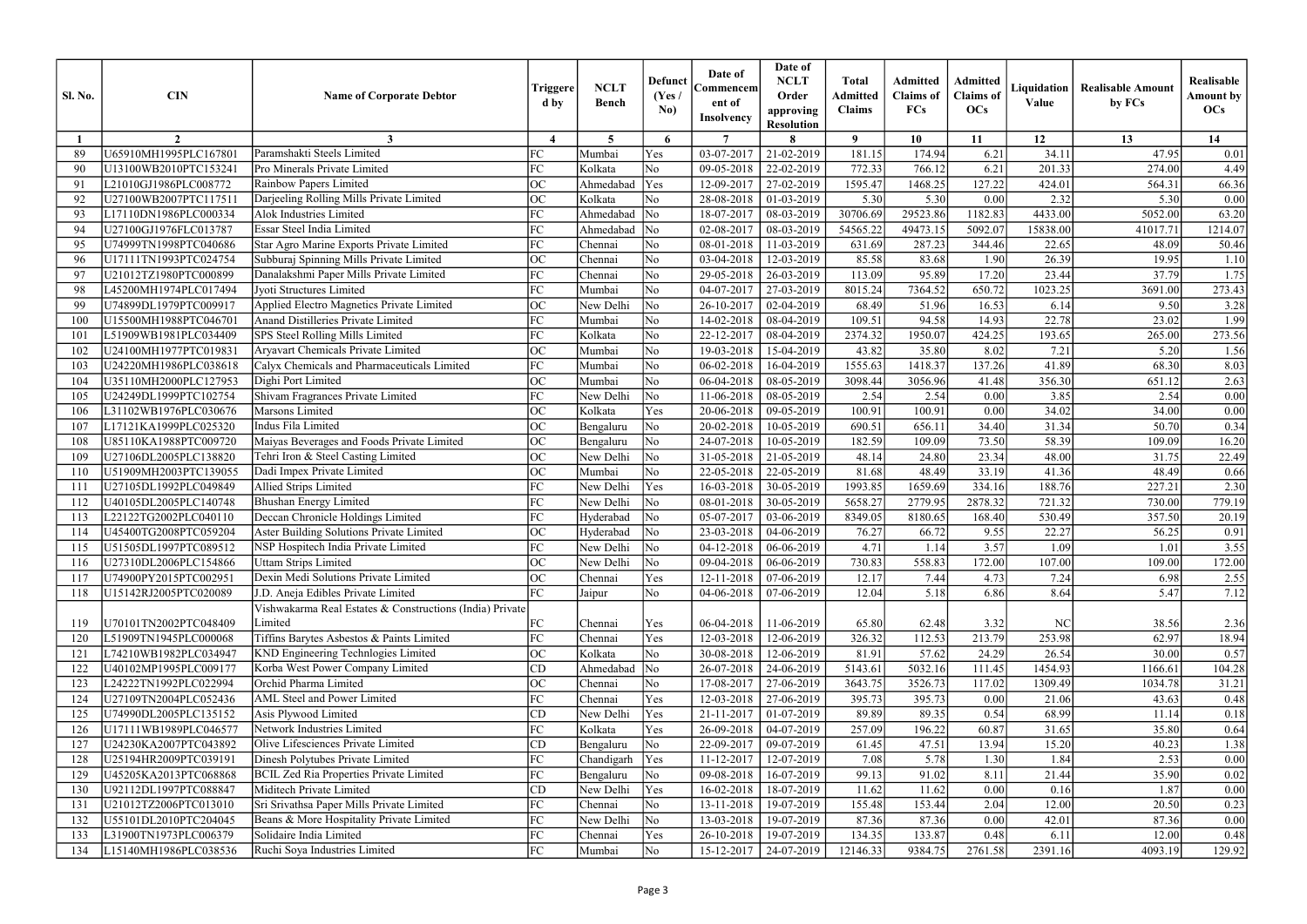| Sl. No. | CIN | Name of Corporate Debtor | Triggered by | NCLT Bench | Defunct (Yes / No) | Date of Commencement of Insolvency | Date of NCLT Order approving Resolution | Total Admitted Claims | Admitted Claims of FCs | Admitted Claims of OCs | Liquidation Value | Realisable Amount by FCs | Realisable Amount by OCs |
|---|---|---|---|---|---|---|---|---|---|---|---|---|---|
| 1 | 2 | 3 | 4 | 5 | 6 | 7 | 8 | 9 | 10 | 11 | 12 | 13 | 14 |
| 89 | U65910MH1995PLC167801 | Paramshakti Steels Limited | FC | Mumbai | Yes | 03-07-2017 | 21-02-2019 | 181.15 | 174.94 | 6.21 | 34.11 | 47.95 | 0.01 |
| 90 | U13100WB2010PTC153241 | Pro Minerals Private Limited | FC | Kolkata | No | 09-05-2018 | 22-02-2019 | 772.33 | 766.12 | 6.21 | 201.33 | 274.00 | 4.49 |
| 91 | L21010GJ1986PLC008772 | Rainbow Papers Limited | OC | Ahmedabad | Yes | 12-09-2017 | 27-02-2019 | 1595.47 | 1468.25 | 127.22 | 424.01 | 564.31 | 66.36 |
| 92 | U27100WB2007PTC117511 | Darjeeling Rolling Mills Private Limited | OC | Kolkata | No | 28-08-2018 | 01-03-2019 | 5.30 | 5.30 | 0.00 | 2.32 | 5.30 | 0.00 |
| 93 | L17110DN1986PLC000334 | Alok Industries Limited | FC | Ahmedabad | No | 18-07-2017 | 08-03-2019 | 30706.69 | 29523.86 | 1182.83 | 4433.00 | 5052.00 | 63.20 |
| 94 | U27100GJ1976FLC013787 | Essar Steel India Limited | FC | Ahmedabad | No | 02-08-2017 | 08-03-2019 | 54565.22 | 49473.15 | 5092.07 | 15838.00 | 41017.71 | 1214.07 |
| 95 | U74999TN1998PTC040686 | Star Agro Marine Exports Private Limited | FC | Chennai | No | 08-01-2018 | 11-03-2019 | 631.69 | 287.23 | 344.46 | 22.65 | 48.09 | 50.46 |
| 96 | U17111TN1993PTC024754 | Subburaj Spinning Mills Private Limited | OC | Chennai | No | 03-04-2018 | 12-03-2019 | 85.58 | 83.68 | 1.90 | 26.39 | 19.95 | 1.10 |
| 97 | U21012TZ1980PTC000899 | Danalakshmi Paper Mills Private Limited | FC | Chennai | No | 29-05-2018 | 26-03-2019 | 113.09 | 95.89 | 17.20 | 23.44 | 37.79 | 1.75 |
| 98 | L45200MH1974PLC017494 | Jyoti Structures Limited | FC | Mumbai | No | 04-07-2017 | 27-03-2019 | 8015.24 | 7364.52 | 650.72 | 1023.25 | 3691.00 | 273.43 |
| 99 | U74899DL1979PTC009917 | Applied Electro Magnetics Private Limited | OC | New Delhi | No | 26-10-2017 | 02-04-2019 | 68.49 | 51.96 | 16.53 | 6.14 | 9.50 | 3.28 |
| 100 | U15500MH1988PTC046701 | Anand Distilleries Private Limited | FC | Mumbai | No | 14-02-2018 | 08-04-2019 | 109.51 | 94.58 | 14.93 | 22.78 | 23.02 | 1.99 |
| 101 | L51909WB1981PLC034409 | SPS Steel Rolling Mills Limited | FC | Kolkata | No | 22-12-2017 | 08-04-2019 | 2374.32 | 1950.07 | 424.25 | 193.65 | 265.00 | 273.56 |
| 102 | U24100MH1977PTC019831 | Aryavart Chemicals Private Limited | OC | Mumbai | No | 19-03-2018 | 15-04-2019 | 43.82 | 35.80 | 8.02 | 7.21 | 5.20 | 1.56 |
| 103 | U24220MH1986PLC038618 | Calyx Chemicals and Pharmaceuticals Limited | FC | Mumbai | No | 06-02-2018 | 16-04-2019 | 1555.63 | 1418.37 | 137.26 | 41.89 | 68.30 | 8.03 |
| 104 | U35110MH2000PLC127953 | Dighi Port Limited | OC | Mumbai | No | 06-04-2018 | 08-05-2019 | 3098.44 | 3056.96 | 41.48 | 356.30 | 651.12 | 2.63 |
| 105 | U24249DL1999PTC102754 | Shivam Fragrances Private Limited | FC | New Delhi | No | 11-06-2018 | 08-05-2019 | 2.54 | 2.54 | 0.00 | 3.85 | 2.54 | 0.00 |
| 106 | L31102WB1976PLC030676 | Marsons Limited | OC | Kolkata | Yes | 20-06-2018 | 09-05-2019 | 100.91 | 100.91 | 0.00 | 34.02 | 34.00 | 0.00 |
| 107 | L17121KA1999PLC025320 | Indus Fila Limited | OC | Bengaluru | No | 20-02-2018 | 10-05-2019 | 690.51 | 656.11 | 34.40 | 31.34 | 50.70 | 0.34 |
| 108 | U85110KA1988PTC009720 | Maiyas Beverages and Foods Private Limited | OC | Bengaluru | No | 24-07-2018 | 10-05-2019 | 182.59 | 109.09 | 73.50 | 58.39 | 109.09 | 16.20 |
| 109 | U27106DL2005PLC138820 | Tehri Iron & Steel Casting Limited | OC | New Delhi | No | 31-05-2018 | 21-05-2019 | 48.14 | 24.80 | 23.34 | 48.00 | 31.75 | 22.49 |
| 110 | U51909MH2003PTC139055 | Dadi Impex Private Limited | OC | Mumbai | No | 22-05-2018 | 22-05-2019 | 81.68 | 48.49 | 33.19 | 41.36 | 48.49 | 0.66 |
| 111 | U27105DL1992PLC049849 | Allied Strips Limited | FC | New Delhi | Yes | 16-03-2018 | 30-05-2019 | 1993.85 | 1659.69 | 334.16 | 188.76 | 227.21 | 2.30 |
| 112 | U40105DL2005PLC140748 | Bhushan Energy Limited | FC | New Delhi | No | 08-01-2018 | 30-05-2019 | 5658.27 | 2779.95 | 2878.32 | 721.32 | 730.00 | 779.19 |
| 113 | L22122TG2002PLC040110 | Deccan Chronicle Holdings Limited | FC | Hyderabad | No | 05-07-2017 | 03-06-2019 | 8349.05 | 8180.65 | 168.40 | 530.49 | 357.50 | 20.19 |
| 114 | U45400TG2008PTC059204 | Aster Building Solutions Private Limited | OC | Hyderabad | No | 23-03-2018 | 04-06-2019 | 76.27 | 66.72 | 9.55 | 22.27 | 56.25 | 0.91 |
| 115 | U51505DL1997PTC089512 | NSP Hospitech India Private Limited | FC | New Delhi | No | 04-12-2018 | 06-06-2019 | 4.71 | 1.14 | 3.57 | 1.09 | 1.01 | 3.55 |
| 116 | U27310DL2006PLC154866 | Uttam Strips Limited | OC | New Delhi | No | 09-04-2018 | 06-06-2019 | 730.83 | 558.83 | 172.00 | 107.00 | 109.00 | 172.00 |
| 117 | U74900PY2015PTC002951 | Dexin Medi Solutions Private Limited | OC | Chennai | Yes | 12-11-2018 | 07-06-2019 | 12.17 | 7.44 | 4.73 | 7.24 | 6.98 | 2.55 |
| 118 | U15142RJ2005PTC020089 | J.D. Aneja Edibles Private Limited | FC | Jaipur | No | 04-06-2018 | 07-06-2019 | 12.04 | 5.18 | 6.86 | 8.64 | 5.47 | 7.12 |
| 119 | U70101TN2002PTC048409 | Vishwakarma Real Estates & Constructions (India) Private Limited | FC | Chennai | Yes | 06-04-2018 | 11-06-2019 | 65.80 | 62.48 | 3.32 | NC | 38.56 | 2.36 |
| 120 | L51909TN1945PLC000068 | Tiffins Barytes Asbestos & Paints Limited | FC | Chennai | Yes | 12-03-2018 | 12-06-2019 | 326.32 | 112.53 | 213.79 | 253.98 | 62.97 | 18.94 |
| 121 | L74210WB1982PLC034947 | KND Engineering Technlogies Limited | OC | Kolkata | No | 30-08-2018 | 12-06-2019 | 81.91 | 57.62 | 24.29 | 26.54 | 30.00 | 0.57 |
| 122 | U40102MP1995PLC009177 | Korba West Power Company Limited | CD | Ahmedabad | No | 26-07-2018 | 24-06-2019 | 5143.61 | 5032.16 | 111.45 | 1454.93 | 1166.61 | 104.28 |
| 123 | L24222TN1992PLC022994 | Orchid Pharma Limited | OC | Chennai | No | 17-08-2017 | 27-06-2019 | 3643.75 | 3526.73 | 117.02 | 1309.49 | 1034.78 | 31.21 |
| 124 | U27109TN2004PLC052436 | AML Steel and Power Limited | FC | Chennai | Yes | 12-03-2018 | 27-06-2019 | 395.73 | 395.73 | 0.00 | 21.06 | 43.63 | 0.48 |
| 125 | U74990DL2005PLC135152 | Asis Plywood Limited | CD | New Delhi | Yes | 21-11-2017 | 01-07-2019 | 89.89 | 89.35 | 0.54 | 68.99 | 11.14 | 0.18 |
| 126 | U17111WB1989PLC046577 | Network Industries Limited | FC | Kolkata | Yes | 26-09-2018 | 04-07-2019 | 257.09 | 196.22 | 60.87 | 31.65 | 35.80 | 0.64 |
| 127 | U24230KA2007PTC043892 | Olive Lifesciences Private Limited | CD | Bengaluru | No | 22-09-2017 | 09-07-2019 | 61.45 | 47.51 | 13.94 | 15.20 | 40.23 | 1.38 |
| 128 | U25194HR2009PTC039191 | Dinesh Polytubes Private Limited | FC | Chandigarh | Yes | 11-12-2017 | 12-07-2019 | 7.08 | 5.78 | 1.30 | 1.84 | 2.53 | 0.00 |
| 129 | U45205KA2013PTC068868 | BCIL Zed Ria Properties Private Limited | FC | Bengaluru | No | 09-08-2018 | 16-07-2019 | 99.13 | 91.02 | 8.11 | 21.44 | 35.90 | 0.02 |
| 130 | U92112DL1997PTC088847 | Miditech Private Limited | CD | New Delhi | Yes | 16-02-2018 | 18-07-2019 | 11.62 | 11.62 | 0.00 | 0.16 | 1.87 | 0.00 |
| 131 | U21012TZ2006PTC013010 | Sri Srivathsa Paper Mills Private Limited | FC | Chennai | No | 13-11-2018 | 19-07-2019 | 155.48 | 153.44 | 2.04 | 12.00 | 20.50 | 0.23 |
| 132 | U55101DL2010PTC204045 | Beans & More Hospitality Private Limited | FC | New Delhi | No | 13-03-2018 | 19-07-2019 | 87.36 | 87.36 | 0.00 | 42.01 | 87.36 | 0.00 |
| 133 | L31900TN1973PLC006379 | Solidaire India Limited | FC | Chennai | Yes | 26-10-2018 | 19-07-2019 | 134.35 | 133.87 | 0.48 | 6.11 | 12.00 | 0.48 |
| 134 | L15140MH1986PLC038536 | Ruchi Soya Industries Limited | FC | Mumbai | No | 15-12-2017 | 24-07-2019 | 12146.33 | 9384.75 | 2761.58 | 2391.16 | 4093.19 | 129.92 |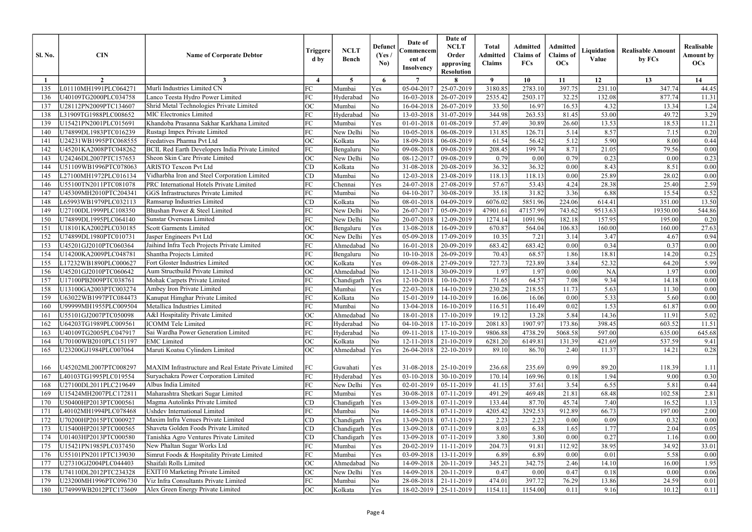| Sl. No. | CIN | Name of Corporate Debtor | Triggered by | NCLT Bench | Defunct (Yes / No) | Date of Commencement of Insolvency | Date of NCLT Order approving Resolution | Total Admitted Claims | Admitted Claims of FCs | Admitted Claims of OCs | Liquidation Value | Realisable Amount by FCs | Realisable Amount by OCs |
|---|---|---|---|---|---|---|---|---|---|---|---|---|---|
| 1 | 2 | 3 | 4 | 5 | 6 | 7 | 8 | 9 | 10 | 11 | 12 | 13 | 14 |
| 135 | L01110MH1991PLC064271 | Murli Industries Limited CN | FC | Mumbai | Yes | 05-04-2017 | 25-07-2019 | 3180.85 | 2783.10 | 397.75 | 231.10 | 347.74 | 44.45 |
| 136 | U40109TG2000PLC034758 | Lanco Teesta Hydro Power Limited | FC | Hyderabad | No | 16-03-2018 | 26-07-2019 | 2535.42 | 2503.17 | 32.25 | 132.08 | 877.74 | 11.31 |
| 137 | U28112PN2009PTC134607 | Shrid Metal Technologies Private Limited | OC | Mumbai | No | 16-04-2018 | 26-07-2019 | 33.50 | 16.97 | 16.53 | 4.32 | 13.34 | 1.24 |
| 138 | L31909TG1988PLC008652 | MIC Electronics Limited | FC | Hyderabad | No | 13-03-2018 | 31-07-2019 | 344.98 | 263.53 | 81.45 | 53.00 | 49.72 | 3.29 |
| 139 | U15421PN2001PLC015691 | Khandoba Prasanna Sakhar Karkhana Limited | FC | Mumbai | Yes | 01-01-2018 | 01-08-2019 | 57.49 | 30.89 | 26.60 | 13.53 | 18.53 | 11.21 |
| 140 | U74899DL1983PTC016239 | Rustagi Impex Private Limited | FC | New Delhi | No | 10-05-2018 | 06-08-2019 | 131.85 | 126.71 | 5.14 | 8.57 | 7.15 | 0.20 |
| 141 | U24231WB1995PTC068555 | Feedatives Pharma Pvt Ltd | OC | Kolkata | No | 18-09-2018 | 06-08-2019 | 61.54 | 56.42 | 5.12 | 5.90 | 8.00 | 0.44 |
| 142 | U45201KA2008PTC048262 | BCIL Red Earth Developers India Private Limited | FC | Bengaluru | No | 09-08-2018 | 09-08-2019 | 208.45 | 199.74 | 8.71 | 21.05 | 79.56 | 0.00 |
| 143 | U24246DL2007PTC157653 | Sheon Skin Care Private Limited | OC | New Delhi | No | 08-12-2017 | 09-08-2019 | 0.79 | 0.00 | 0.79 | 0.23 | 0.00 | 0.23 |
| 144 | U51109WB1996PTC078063 | ARISTO Texcon Pvt Ltd | CD | Kolkata | No | 31-08-2018 | 20-08-2019 | 36.32 | 36.32 | 0.00 | 8.43 | 8.51 | 0.00 |
| 145 | L27100MH1972PLC016134 | Vidharbha Iron and Steel Corporation Limited | CD | Mumbai | No | 12-03-2018 | 23-08-2019 | 118.13 | 118.13 | 0.00 | 25.89 | 28.02 | 0.00 |
| 146 | U55100TN2011PTC081078 | PRC International Hotels Private Limited | FC | Chennai | Yes | 24-07-2018 | 27-08-2019 | 57.67 | 53.43 | 4.24 | 28.38 | 25.40 | 2.59 |
| 147 | U45309MH2010PTC204341 | GGS Infrastructures Private Limited | FC | Mumbai | No | 04-10-2017 | 30-08-2019 | 35.18 | 31.82 | 3.36 | 6.88 | 15.54 | 0.52 |
| 148 | L65993WB1979PLC032113 | Ramsarup Industries Limited | CD | Kolkata | No | 08-01-2018 | 04-09-2019 | 6076.02 | 5851.96 | 224.06 | 614.41 | 351.00 | 13.50 |
| 149 | U27100DL1999PLC108350 | Bhushan Power & Steel Limited | FC | New Delhi | No | 26-07-2017 | 05-09-2019 | 47901.61 | 47157.99 | 743.62 | 9513.63 | 19350.00 | 544.86 |
| 150 | U74899DL1995PLC064140 | Sunstar Overseas Limited | FC | New Delhi | No | 20-07-2018 | 12-09-2019 | 1274.14 | 1091.96 | 182.18 | 157.95 | 195.00 | 0.20 |
| 151 | U18101KA2002PLC030185 | Scott Garments Limited | OC | Bengaluru | Yes | 13-08-2018 | 16-09-2019 | 670.87 | 564.04 | 106.83 | 160.00 | 160.00 | 27.63 |
| 152 | U74899DL1980PTC010731 | Jasper Engineers Pvt Ltd | OC | New Delhi | Yes | 05-09-2018 | 17-09-2019 | 10.35 | 7.21 | 3.14 | 3.47 | 4.67 | 0.94 |
| 153 | U45201GJ2010PTC060364 | Jaihind Infra Tech Projects Private Limited | FC | Ahmedabad | No | 16-01-2018 | 20-09-2019 | 683.42 | 683.42 | 0.00 | 0.34 | 0.37 | 0.00 |
| 154 | U14200KA2009PLC048781 | Shantha Projects Limited | FC | Bengaluru | No | 10-10-2018 | 26-09-2019 | 70.43 | 68.57 | 1.86 | 18.81 | 14.20 | 0.25 |
| 155 | L17232WB1890PLC000627 | Fort Gloster Industries Limited | OC | Kolkata | Yes | 09-08-2018 | 27-09-2019 | 727.73 | 723.89 | 3.84 | 52.32 | 64.20 | 5.99 |
| 156 | U45201GJ2010PTC060642 | Aum Structbuild Private Limited | OC | Ahmedabad | No | 12-11-2018 | 30-09-2019 | 1.97 | 1.97 | 0.00 | NA | 1.97 | 0.00 |
| 157 | U17100PB2009PTC038761 | Mohak Carpets Private Limited | FC | Chandigarh | Yes | 12-10-2018 | 10-10-2019 | 71.65 | 64.57 | 7.08 | 9.34 | 14.18 | 0.00 |
| 158 | U13100GA2003PTC003274 | Ambey Iron Private Limited | FC | Mumbai | Yes | 22-03-2018 | 14-10-2019 | 230.28 | 218.55 | 11.73 | 5.63 | 11.30 | 0.00 |
| 159 | U63022WB1997PTC084473 | Kanupat Himghar Private Limited | FC | Kolkata | No | 15-01-2019 | 14-10-2019 | 16.06 | 16.06 | 0.00 | 5.33 | 5.60 | 0.00 |
| 160 | U99999MH1955PLC009504 | Metallica Industries Limited | FC | Mumbai | No | 13-04-2018 | 16-10-2019 | 116.51 | 116.49 | 0.02 | 1.53 | 61.87 | 0.00 |
| 161 | U55101GJ2007PTC050098 | A&I Hospitality Private Limited | OC | Ahmedabad | No | 18-01-2018 | 17-10-2019 | 19.12 | 13.28 | 5.84 | 14.36 | 11.91 | 5.02 |
| 162 | U64203TG1989PLC009561 | ICOMM Tele Limited | FC | Hyderabad | No | 04-10-2018 | 17-10-2019 | 2081.83 | 1907.97 | 173.86 | 398.45 | 603.52 | 11.51 |
| 163 | U40109TG2005PLC047917 | Sai Wardha Power Generation Limited | FC | Hyderabad | No | 09-11-2018 | 17-10-2019 | 9806.88 | 4738.29 | 5068.58 | 597.00 | 635.00 | 645.68 |
| 164 | U70100WB2010PLC151197 | EMC Limited | OC | Kolkata | No | 12-11-2018 | 21-10-2019 | 6281.20 | 6149.81 | 131.39 | 421.69 | 537.59 | 9.41 |
| 165 | U23200GJ1984PLC007064 | Maruti Koatsu Cylinders Limited | OC | Ahmedabad | Yes | 26-04-2018 | 22-10-2019 | 89.10 | 86.70 | 2.40 | 11.37 | 14.21 | 0.28 |
| 166 | U45202ML2007PTC008297 | MAXIM Infrastructure and Real Estate Private Limited | FC | Guwahati | Yes | 31-08-2018 | 25-10-2019 | 236.68 | 235.69 | 0.99 | 89.20 | 118.39 | 1.11 |
| 167 | L40103TG1995PLC019554 | Suryachakra Power Corporation Limited | FC | Hyderabad | Yes | 03-10-2018 | 30-10-2019 | 170.14 | 169.96 | 0.18 | 1.94 | 9.00 | 0.30 |
| 168 | U27100DL2011PLC219649 | Albus India Limited | FC | New Delhi | Yes | 02-01-2019 | 05-11-2019 | 41.15 | 37.61 | 3.54 | 6.55 | 5.81 | 0.44 |
| 169 | U15424MH2007PLC172811 | Maharashtra Shetkari Sugar Limited | FC | Mumbai | Yes | 30-08-2018 | 07-11-2019 | 491.29 | 469.48 | 21.81 | 68.48 | 102.58 | 2.81 |
| 170 | U50400HP2013PTC000561 | Magma Autolinks Private Limited | CD | Chandigarh | Yes | 13-09-2018 | 07-11-2019 | 133.44 | 87.70 | 45.74 | 7.40 | 16.52 | 1.13 |
| 171 | L40102MH1994PLC078468 | Ushdev International Limited | FC | Mumbai | No | 14-05-2018 | 07-11-2019 | 4205.42 | 3292.53 | 912.89 | 66.73 | 197.00 | 2.00 |
| 172 | U70200HP2015PTC000927 | Maxim Infra Venues Private Limited | CD | Chandigarh | Yes | 13-09-2018 | 07-11-2019 | 2.23 | 2.23 | 0.00 | 0.09 | 0.32 | 0.00 |
| 173 | U15400HP2013PTC000565 | Shaveta Golden Foods Private Limited | CD | Chandigarh | Yes | 13-09-2018 | 07-11-2019 | 8.03 | 6.38 | 1.65 | 1.77 | 2.04 | 0.05 |
| 174 | U01403HP2013PTC000580 | Tanishka Agro Ventures Private Limited | CD | Chandigarh | Yes | 13-09-2018 | 07-11-2019 | 3.80 | 3.80 | 0.00 | 0.27 | 1.16 | 0.00 |
| 175 | U15421PN1985PLC037450 | New Phaltan Sugar Works Ltd | FC | Mumbai | Yes | 20-02-2019 | 11-11-2019 | 204.73 | 91.81 | 112.92 | 38.95 | 34.92 | 33.01 |
| 176 | U55101PN2011PTC139030 | Simrut Foods & Hospitality Private Limited | FC | Mumbai | Yes | 03-09-2018 | 13-11-2019 | 6.89 | 6.89 | 0.00 | 0.01 | 5.58 | 0.00 |
| 177 | U27310GJ2004PLC044403 | Shaifali Rolls Limited | OC | Ahmedabad | No | 14-09-2018 | 20-11-2019 | 345.21 | 342.75 | 2.46 | 14.10 | 16.00 | 1.95 |
| 178 | U74110DL2012PTC234328 | EXIT10 Marketing Private Limited | OC | New Delhi | Yes | 14-09-2018 | 20-11-2019 | 0.47 | 0.00 | 0.47 | 0.18 | 0.00 | 0.06 |
| 179 | U23200MH1996PTC096730 | Viz Infra Consultants Private Limited | FC | Mumbai | No | 28-08-2018 | 21-11-2019 | 474.01 | 397.72 | 76.29 | 13.86 | 24.59 | 0.01 |
| 180 | U74999WB2012PTC173609 | Alex Green Energy Private Limited | OC | Kolkata | Yes | 18-02-2019 | 25-11-2019 | 1154.11 | 1154.00 | 0.11 | 9.16 | 10.12 | 0.11 |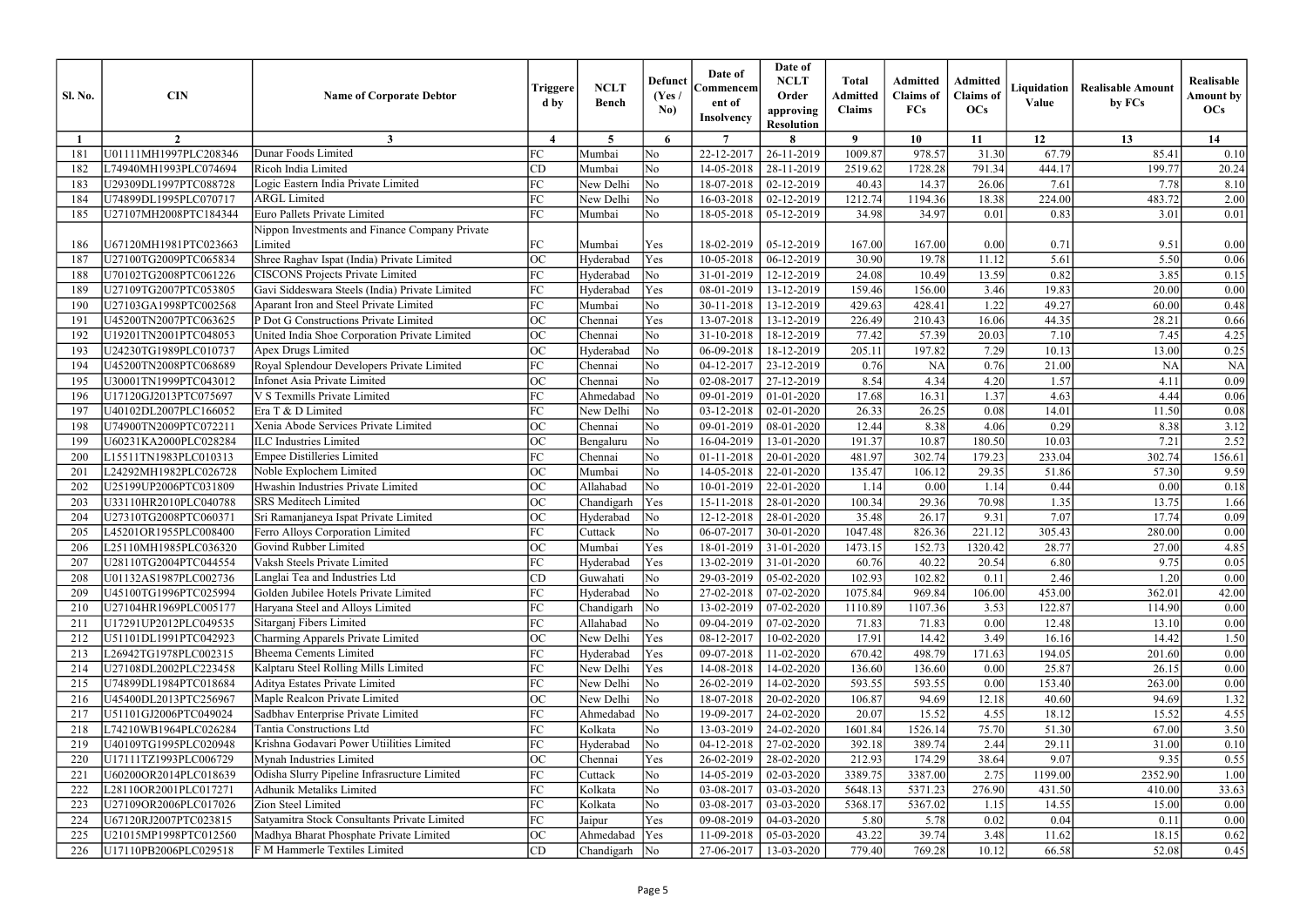| Sl. No. | CIN | Name of Corporate Debtor | Triggered by | NCLT Bench | Defunct (Yes / No) | Date of Commencement of Insolvency | Date of NCLT Order approving Resolution | Total Admitted Claims | Admitted Claims of FCs | Admitted Claims of OCs | Liquidation Value | Realisable Amount by FCs | Realisable Amount by OCs |
|---|---|---|---|---|---|---|---|---|---|---|---|---|---|
| 1 | 2 | 3 | 4 | 5 | 6 | 7 | 8 | 9 | 10 | 11 | 12 | 13 | 14 |
| 181 | U01111MH1997PLC208346 | Dunar Foods Limited | FC | Mumbai | No | 22-12-2017 | 26-11-2019 | 1009.87 | 978.57 | 31.30 | 67.79 | 85.41 | 0.10 |
| 182 | L74940MH1993PLC074694 | Ricoh India Limited | CD | Mumbai | No | 14-05-2018 | 28-11-2019 | 2519.62 | 1728.28 | 791.34 | 444.17 | 199.77 | 20.24 |
| 183 | U29309DL1997PTC088728 | Logic Eastern India Private Limited | FC | New Delhi | No | 18-07-2018 | 02-12-2019 | 40.43 | 14.37 | 26.06 | 7.61 | 7.78 | 8.10 |
| 184 | U74899DL1995PLC070717 | ARGL Limited | FC | New Delhi | No | 16-03-2018 | 02-12-2019 | 1212.74 | 1194.36 | 18.38 | 224.00 | 483.72 | 2.00 |
| 185 | U27107MH2008PTC184344 | Euro Pallets Private Limited | FC | Mumbai | No | 18-05-2018 | 05-12-2019 | 34.98 | 34.97 | 0.01 | 0.83 | 3.01 | 0.01 |
| 186 | U67120MH1981PTC023663 | Nippon Investments and Finance Company Private Limited | FC | Mumbai | Yes | 18-02-2019 | 05-12-2019 | 167.00 | 167.00 | 0.00 | 0.71 | 9.51 | 0.00 |
| 187 | U27100TG2009PTC065834 | Shree Raghav Ispat (India) Private Limited | OC | Hyderabad | Yes | 10-05-2018 | 06-12-2019 | 30.90 | 19.78 | 11.12 | 5.61 | 5.50 | 0.06 |
| 188 | U70102TG2008PTC061226 | CISCONS Projects Private Limited | FC | Hyderabad | No | 31-01-2019 | 12-12-2019 | 24.08 | 10.49 | 13.59 | 0.82 | 3.85 | 0.15 |
| 189 | U27109TG2007PTC053805 | Gavi Siddeswara Steels (India) Private Limited | FC | Hyderabad | Yes | 08-01-2019 | 13-12-2019 | 159.46 | 156.00 | 3.46 | 19.83 | 20.00 | 0.00 |
| 190 | U27103GA1998PTC002568 | Aparant Iron and Steel Private Limited | FC | Mumbai | No | 30-11-2018 | 13-12-2019 | 429.63 | 428.41 | 1.22 | 49.27 | 60.00 | 0.48 |
| 191 | U45200TN2007PTC063625 | P Dot G Constructions Private Limited | OC | Chennai | Yes | 13-07-2018 | 13-12-2019 | 226.49 | 210.43 | 16.06 | 44.35 | 28.21 | 0.66 |
| 192 | U19201TN2001PTC048053 | United India Shoe Corporation Private Limited | OC | Chennai | No | 31-10-2018 | 18-12-2019 | 77.42 | 57.39 | 20.03 | 7.10 | 7.45 | 4.25 |
| 193 | U24230TG1989PLC010737 | Apex Drugs Limited | OC | Hyderabad | No | 06-09-2018 | 18-12-2019 | 205.11 | 197.82 | 7.29 | 10.13 | 13.00 | 0.25 |
| 194 | U45200TN2008PTC068689 | Royal Splendour Developers Private Limited | FC | Chennai | No | 04-12-2017 | 23-12-2019 | 0.76 | NA | 0.76 | 21.00 | NA | NA |
| 195 | U30001TN1999PTC043012 | Infonet Asia Private Limited | OC | Chennai | No | 02-08-2017 | 27-12-2019 | 8.54 | 4.34 | 4.20 | 1.57 | 4.11 | 0.09 |
| 196 | U17120GJ2013PTC075697 | V S Texmills Private Limited | FC | Ahmedabad | No | 09-01-2019 | 01-01-2020 | 17.68 | 16.31 | 1.37 | 4.63 | 4.44 | 0.06 |
| 197 | U40102DL2007PLC166052 | Era T & D Limited | FC | New Delhi | No | 03-12-2018 | 02-01-2020 | 26.33 | 26.25 | 0.08 | 14.01 | 11.50 | 0.08 |
| 198 | U74900TN2009PTC072211 | Xenia Abode Services Private Limited | OC | Chennai | No | 09-01-2019 | 08-01-2020 | 12.44 | 8.38 | 4.06 | 0.29 | 8.38 | 3.12 |
| 199 | U60231KA2000PLC028284 | ILC Industries Limited | OC | Bengaluru | No | 16-04-2019 | 13-01-2020 | 191.37 | 10.87 | 180.50 | 10.03 | 7.21 | 2.52 |
| 200 | L15511TN1983PLC010313 | Empee Distilleries Limited | FC | Chennai | No | 01-11-2018 | 20-01-2020 | 481.97 | 302.74 | 179.23 | 233.04 | 302.74 | 156.61 |
| 201 | L24292MH1982PLC026728 | Noble Explochem Limited | OC | Mumbai | No | 14-05-2018 | 22-01-2020 | 135.47 | 106.12 | 29.35 | 51.86 | 57.30 | 9.59 |
| 202 | U25199UP2006PTC031809 | Hwashin Industries Private Limited | OC | Allahabad | No | 10-01-2019 | 22-01-2020 | 1.14 | 0.00 | 1.14 | 0.44 | 0.00 | 0.18 |
| 203 | U33110HR2010PLC040788 | SRS Meditech Limited | OC | Chandigarh | Yes | 15-11-2018 | 28-01-2020 | 100.34 | 29.36 | 70.98 | 1.35 | 13.75 | 1.66 |
| 204 | U27310TG2008PTC060371 | Sri Ramanjaneya Ispat Private Limited | OC | Hyderabad | No | 12-12-2018 | 28-01-2020 | 35.48 | 26.17 | 9.31 | 7.07 | 17.74 | 0.09 |
| 205 | L45201OR1955PLC008400 | Ferro Alloys Corporation Limited | FC | Cuttack | No | 06-07-2017 | 30-01-2020 | 1047.48 | 826.36 | 221.12 | 305.43 | 280.00 | 0.00 |
| 206 | L25110MH1985PLC036320 | Govind Rubber Limited | OC | Mumbai | Yes | 18-01-2019 | 31-01-2020 | 1473.15 | 152.73 | 1320.42 | 28.77 | 27.00 | 4.85 |
| 207 | U28110TG2004PTC044554 | Vaksh Steels Private Limited | FC | Hyderabad | Yes | 13-02-2019 | 31-01-2020 | 60.76 | 40.22 | 20.54 | 6.80 | 9.75 | 0.05 |
| 208 | U01132AS1987PLC002736 | Langlai Tea and Industries Ltd | CD | Guwahati | No | 29-03-2019 | 05-02-2020 | 102.93 | 102.82 | 0.11 | 2.46 | 1.20 | 0.00 |
| 209 | U45100TG1996PTC025994 | Golden Jubilee Hotels Private Limited | FC | Hyderabad | No | 27-02-2018 | 07-02-2020 | 1075.84 | 969.84 | 106.00 | 453.00 | 362.01 | 42.00 |
| 210 | U27104HR1969PLC005177 | Haryana Steel and Alloys Limited | FC | Chandigarh | No | 13-02-2019 | 07-02-2020 | 1110.89 | 1107.36 | 3.53 | 122.87 | 114.90 | 0.00 |
| 211 | U17291UP2012PLC049535 | Sitarganj Fibers Limited | FC | Allahabad | No | 09-04-2019 | 07-02-2020 | 71.83 | 71.83 | 0.00 | 12.48 | 13.10 | 0.00 |
| 212 | U51101DL1991PTC042923 | Charming Apparels Private Limited | OC | New Delhi | Yes | 08-12-2017 | 10-02-2020 | 17.91 | 14.42 | 3.49 | 16.16 | 14.42 | 1.50 |
| 213 | L26942TG1978PLC002315 | Bheema Cements Limited | FC | Hyderabad | Yes | 09-07-2018 | 11-02-2020 | 670.42 | 498.79 | 171.63 | 194.05 | 201.60 | 0.00 |
| 214 | U27108DL2002PLC223458 | Kalptaru Steel Rolling Mills Limited | FC | New Delhi | Yes | 14-08-2018 | 14-02-2020 | 136.60 | 136.60 | 0.00 | 25.87 | 26.15 | 0.00 |
| 215 | U74899DL1984PTC018684 | Aditya Estates Private Limited | FC | New Delhi | No | 26-02-2019 | 14-02-2020 | 593.55 | 593.55 | 0.00 | 153.40 | 263.00 | 0.00 |
| 216 | U45400DL2013PTC256967 | Maple Realcon Private Limited | OC | New Delhi | No | 18-07-2018 | 20-02-2020 | 106.87 | 94.69 | 12.18 | 40.60 | 94.69 | 1.32 |
| 217 | U51101GJ2006PTC049024 | Sadbhav Enterprise Private Limited | FC | Ahmedabad | No | 19-09-2017 | 24-02-2020 | 20.07 | 15.52 | 4.55 | 18.12 | 15.52 | 4.55 |
| 218 | L74210WB1964PLC026284 | Tantia Constructions Ltd | FC | Kolkata | No | 13-03-2019 | 24-02-2020 | 1601.84 | 1526.14 | 75.70 | 51.30 | 67.00 | 3.50 |
| 219 | U40109TG1995PLC020948 | Krishna Godavari Power Utiilities Limited | FC | Hyderabad | No | 04-12-2018 | 27-02-2020 | 392.18 | 389.74 | 2.44 | 29.11 | 31.00 | 0.10 |
| 220 | U17111TZ1993PLC006729 | Mynah Industries Limited | OC | Chennai | Yes | 26-02-2019 | 28-02-2020 | 212.93 | 174.29 | 38.64 | 9.07 | 9.35 | 0.55 |
| 221 | U60200OR2014PLC018639 | Odisha Slurry Pipeline Infrasructure Limited | FC | Cuttack | No | 14-05-2019 | 02-03-2020 | 3389.75 | 3387.00 | 2.75 | 1199.00 | 2352.90 | 1.00 |
| 222 | L28110OR2001PLC017271 | Adhunik Metaliks Limited | FC | Kolkata | No | 03-08-2017 | 03-03-2020 | 5648.13 | 5371.23 | 276.90 | 431.50 | 410.00 | 33.63 |
| 223 | U27109OR2006PLC017026 | Zion Steel Limited | FC | Kolkata | No | 03-08-2017 | 03-03-2020 | 5368.17 | 5367.02 | 1.15 | 14.55 | 15.00 | 0.00 |
| 224 | U67120RJ2007PTC023815 | Satyamitra Stock Consultants Private Limited | FC | Jaipur | Yes | 09-08-2019 | 04-03-2020 | 5.80 | 5.78 | 0.02 | 0.04 | 0.11 | 0.00 |
| 225 | U21015MP1998PTC012560 | Madhya Bharat Phosphate Private Limited | OC | Ahmedabad | Yes | 11-09-2018 | 05-03-2020 | 43.22 | 39.74 | 3.48 | 11.62 | 18.15 | 0.62 |
| 226 | U17110PB2006PLC029518 | F M Hammerle Textiles Limited | CD | Chandigarh | No | 27-06-2017 | 13-03-2020 | 779.40 | 769.28 | 10.12 | 66.58 | 52.08 | 0.45 |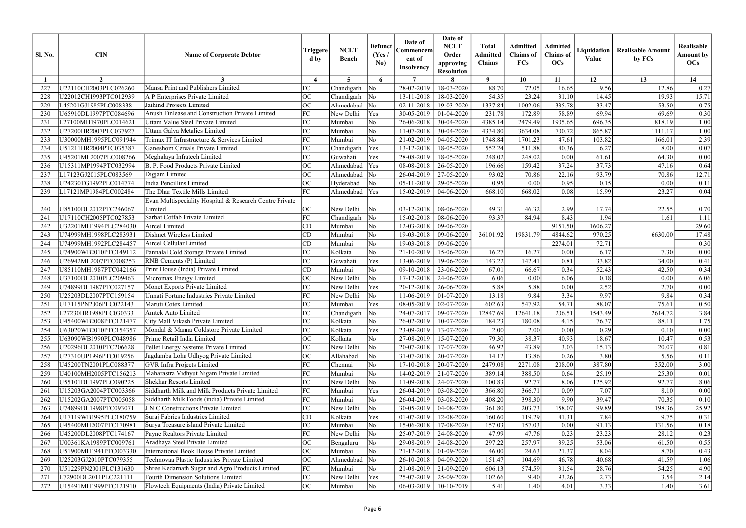| Sl. No. | CIN | Name of Corporate Debtor | Triggered by | NCLT Bench | Defunct (Yes / No) | Date of Commencement of Insolvency | Date of NCLT Order approving Resolution | Total Admitted Claims | Admitted Claims of FCs | Admitted Claims of OCs | Liquidation Value | Realisable Amount by FCs | Realisable Amount by OCs |
|---|---|---|---|---|---|---|---|---|---|---|---|---|---|
| 1 | 2 | 3 | 4 | 5 | 6 | 7 | 8 | 9 | 10 | 11 | 12 | 13 | 14 |
| 227 | U22110CH2003PLC026260 | Mansa Print and Publishers Limited | FC | Chandigarh | No | 28-02-2019 | 18-03-2020 | 88.70 | 72.05 | 16.65 | 9.56 | 12.86 | 0.27 |
| 228 | U22012CH1993PTC012939 | A P Enterprises Private Limited | OC | Chandigarh | No | 13-11-2018 | 18-03-2020 | 54.35 | 23.24 | 31.10 | 14.45 | 19.93 | 15.71 |
| 229 | L45201GJ1985PLC008338 | Jaihind Projects Limited | OC | Ahmedabad | No | 02-11-2018 | 19-03-2020 | 1337.84 | 1002.06 | 335.78 | 33.47 | 53.50 | 0.75 |
| 230 | U65910DL1997PTC084696 | Anush Finlease and Construction Private Limited | FC | New Delhi | Yes | 30-05-2019 | 01-04-2020 | 231.78 | 172.89 | 58.89 | 69.94 | 69.69 | 0.30 |
| 231 | L27100MH1970PLC014621 | Uttam Value Steel Private Limited | FC | Mumbai | No | 26-06-2018 | 30-04-2020 | 4385.14 | 2479.49 | 1905.65 | 696.35 | 818.19 | 1.00 |
| 232 | U27200HR2007PLC037927 | Uttam Galva Metalics Limited | FC | Mumbai | No | 11-07-2018 | 30-04-2020 | 4334.80 | 3634.08 | 700.72 | 865.87 | 1111.17 | 1.00 |
| 233 | U30000MH1995PLC091944 | Trimax IT Infrastructure & Services Limited | FC | Mumbai | No | 21-02-2019 | 04-05-2020 | 1748.84 | 1701.23 | 47.61 | 103.82 | 166.01 | 2.39 |
| 234 | U51211HR2004PTC035387 | Ganeshom Cereals Private Limited | FC | Chandigarh | Yes | 13-12-2018 | 18-05-2020 | 552.24 | 511.88 | 40.36 | 6.27 | 8.00 | 0.07 |
| 235 | U45201ML2007PLC008266 | Meghalaya Infratech Limited | FC | Guwahati | Yes | 28-08-2019 | 18-05-2020 | 248.02 | 248.02 | 0.00 | 61.61 | 64.30 | 0.00 |
| 236 | U15311MP1994PTC032994 | B. P. Food Products Private Limited | OC | Ahmedabad | Yes | 08-08-2018 | 26-05-2020 | 196.66 | 159.42 | 37.24 | 37.73 | 47.16 | 0.64 |
| 237 | L17123GJ2015PLC083569 | Digjam Limited | OC | Ahmedabad | No | 26-04-2019 | 27-05-2020 | 93.02 | 70.86 | 22.16 | 93.79 | 70.86 | 12.71 |
| 238 | U24230TG1992PLC014774 | India Pencillins Limited | OC | Hyderabad | No | 05-11-2019 | 29-05-2020 | 0.95 | 0.00 | 0.95 | 0.15 | 0.00 | 0.11 |
| 239 | L17121MP1984PLC002484 | The Dhar Textile Mills Limited | FC | Ahmedabad | Yes | 15-02-2019 | 04-06-2020 | 668.10 | 668.02 | 0.08 | 15.99 | 23.27 | 0.04 |
| 240 | U85100DL2012PTC246067 | Evan Multispeciality Hospital & Research Centre Private Limited | OC | New Delhi | No | 03-12-2018 | 08-06-2020 | 49.31 | 46.32 | 2.99 | 17.74 | 22.55 | 0.70 |
| 241 | U17110CH2005PTC027853 | Sarbat Cotfab Private Limited | FC | Chandigarh | No | 15-02-2018 | 08-06-2020 | 93.37 | 84.94 | 8.43 | 1.94 | 1.61 | 1.11 |
| 242 | U32201MH1994PLC284030 | Aircel Limited | CD | Mumbai | No | 12-03-2018 | 09-06-2020 | | | 9151.50 | 1606.27 | | 29.60 |
| 243 | U74999MH1998PLC283931 | Dishnet Wireless Limited | CD | Mumbai | No | 19-03-2018 | 09-06-2020 | 36101.92 | 19831.79 | 4844.62 | 970.25 | 6630.00 | 17.48 |
| 244 | U74999MH1992PLC284457 | Aircel Cellular Limited | CD | Mumbai | No | 19-03-2018 | 09-06-2020 | | | 2274.01 | 72.71 | | 0.30 |
| 245 | U74900WB2010PTC149112 | Pannalal Cold Storage Private Limited | FC | Kolkata | No | 21-10-2019 | 15-06-2020 | 16.27 | 16.27 | 0.00 | 6.17 | 7.30 | 0.00 |
| 246 | U26942ML2007PTC008253 | RNB Cements (P) Limited | FC | Guwahati | Yes | 13-06-2019 | 19-06-2020 | 143.22 | 142.41 | 0.81 | 33.82 | 34.00 | 0.41 |
| 247 | U85110MH1987PTC042166 | Print House (India) Private Limited | CD | Mumbai | No | 09-10-2018 | 23-06-2020 | 67.01 | 66.67 | 0.34 | 52.43 | 42.50 | 0.34 |
| 248 | U37100DL2010PLC209463 | Micromax Energy Limited | OC | New Delhi | No | 17-12-2018 | 24-06-2020 | 6.06 | 0.00 | 6.06 | 0.18 | 0.00 | 6.06 |
| 249 | U74899DL1987PTC027157 | Monet Exports Private Limited | FC | New Delhi | Yes | 20-12-2018 | 26-06-2020 | 5.88 | 5.88 | 0.00 | 2.52 | 2.70 | 0.00 |
| 250 | U25203DL2007PTC159154 | Unnati Fortune Industries Private Limited | FC | New Delhi | No | 11-06-2019 | 01-07-2020 | 13.18 | 9.84 | 3.34 | 9.97 | 9.84 | 0.34 |
| 251 | U17115PN2006PLC022143 | Maruti Cotex Limited | FC | Mumbai | Yes | 08-05-2019 | 02-07-2020 | 602.63 | 547.92 | 54.71 | 88.07 | 75.61 | 0.50 |
| 252 | L27230HR1988PLC030333 | Amtek Auto Limited | FC | Chandigarh | No | 24-07-2017 | 09-07-2020 | 12847.69 | 12641.18 | 206.51 | 1543.49 | 2614.72 | 3.84 |
| 253 | U45400WB2008PTC121477 | City Mall Vikash Private Limited | FC | Kolkata | No | 26-02-2019 | 10-07-2020 | 184.23 | 180.08 | 4.15 | 76.37 | 88.11 | 1.75 |
| 254 | U63020WB2010PTC154357 | Mondal & Manna Coldstore Private Limited | FC | Kolkata | Yes | 23-09-2019 | 13-07-2020 | 2.00 | 2.00 | 0.00 | 0.29 | 0.10 | 0.00 |
| 255 | U63090WB1990PLC048986 | Prime Retail India Limited | OC | Kolkata | No | 27-08-2019 | 15-07-2020 | 79.30 | 38.37 | 40.93 | 18.67 | 10.47 | 0.53 |
| 256 | U20296DL2010PTC206628 | Pellet Energy Systems Private Limited | FC | New Delhi | No | 20-07-2018 | 17-07-2020 | 46.92 | 43.89 | 3.03 | 15.13 | 20.07 | 0.81 |
| 257 | U27310UP1996PTC019256 | Jagdamba Loha Udhyog Private Limited | OC | Allahabad | No | 31-07-2018 | 20-07-2020 | 14.12 | 13.86 | 0.26 | 3.80 | 5.56 | 0.11 |
| 258 | U45200TN2001PLC088377 | GVR Infra Projects Limited | FC | Chennai | No | 17-10-2018 | 20-07-2020 | 2479.08 | 2271.08 | 208.00 | 387.80 | 352.00 | 3.00 |
| 259 | U40100MH2005PTC156213 | Maharastra Vidhyut Nigam Private Limited | FC | Mumbai | No | 14-02-2019 | 21-07-2020 | 389.14 | 388.50 | 0.64 | 25.19 | 25.30 | 0.01 |
| 260 | U55101DL1997PTC090225 | Shekhar Resorts Limited | FC | New Delhi | No | 11-09-2018 | 24-07-2020 | 100.83 | 92.77 | 8.06 | 125.92 | 92.77 | 8.06 |
| 261 | U15203GA2004PTC003366 | Siddharth Milk and Milk Products Private Limited | FC | Mumbai | Yes | 26-04-2019 | 03-08-2020 | 366.80 | 366.71 | 0.09 | 7.07 | 8.10 | 0.00 |
| 262 | U15202GA2007PTC005058 | Siddharth Milk Foods (india) Private Limited | FC | Mumbai | No | 26-04-2019 | 03-08-2020 | 408.20 | 398.30 | 9.90 | 39.47 | 70.35 | 0.10 |
| 263 | U74899DL1998PTC093071 | J N C Constructions Private Limited | FC | New Delhi | No | 30-05-2019 | 04-08-2020 | 361.80 | 203.73 | 158.07 | 99.89 | 198.36 | 25.92 |
| 264 | U17119WB1995PLC180759 | Suraj Fabrics Industries Limited | CD | Kolkata | Yes | 01-07-2019 | 12-08-2020 | 160.60 | 119.29 | 41.31 | 7.84 | 9.75 | 0.31 |
| 265 | U45400MH2007PTC170981 | Surya Treasure island Private Limited | FC | Mumbai | No | 15-06-2018 | 17-08-2020 | 157.03 | 157.03 | 0.00 | 91.13 | 131.56 | 0.18 |
| 266 | U45200DL2008PTC174167 | Payne Realtors Private Limited | FC | New Delhi | No | 25-07-2019 | 24-08-2020 | 47.99 | 47.76 | 0.23 | 23.23 | 28.12 | 0.23 |
| 267 | U00361KA1989PTC009761 | Aradhaya Steel Private Limited | OC | Bengaluru | No | 29-08-2019 | 24-08-2020 | 297.22 | 257.97 | 39.25 | 53.06 | 61.50 | 0.55 |
| 268 | U51900MH1941PTC003330 | International Book House Private Limited | OC | Mumbai | No | 21-12-2018 | 01-09-2020 | 46.00 | 24.63 | 21.37 | 8.04 | 8.70 | 0.43 |
| 269 | U25203GJ2010PTC079355 | Technovaa Plastic Industries Private Limited | OC | Ahmedabad | No | 26-10-2018 | 04-09-2020 | 151.47 | 104.69 | 46.78 | 40.68 | 41.59 | 1.06 |
| 270 | U51229PN2001PLC131630 | Shree Kedarnath Sugar and Agro Products Limited | FC | Mumbai | No | 21-08-2019 | 21-09-2020 | 606.13 | 574.59 | 31.54 | 28.76 | 54.25 | 4.90 |
| 271 | L72900DL2011PLC221111 | Fourth Dimension Solutions Limited | FC | New Delhi | Yes | 25-07-2019 | 25-09-2020 | 102.66 | 9.40 | 93.26 | 2.73 | 3.54 | 2.14 |
| 272 | U15491MH1999PTC121910 | Flowtech Equipments (India) Private Limited | OC | Mumbai | No | 06-03-2019 | 10-10-2019 | 5.41 | 1.40 | 4.01 | 3.33 | 1.40 | 3.61 |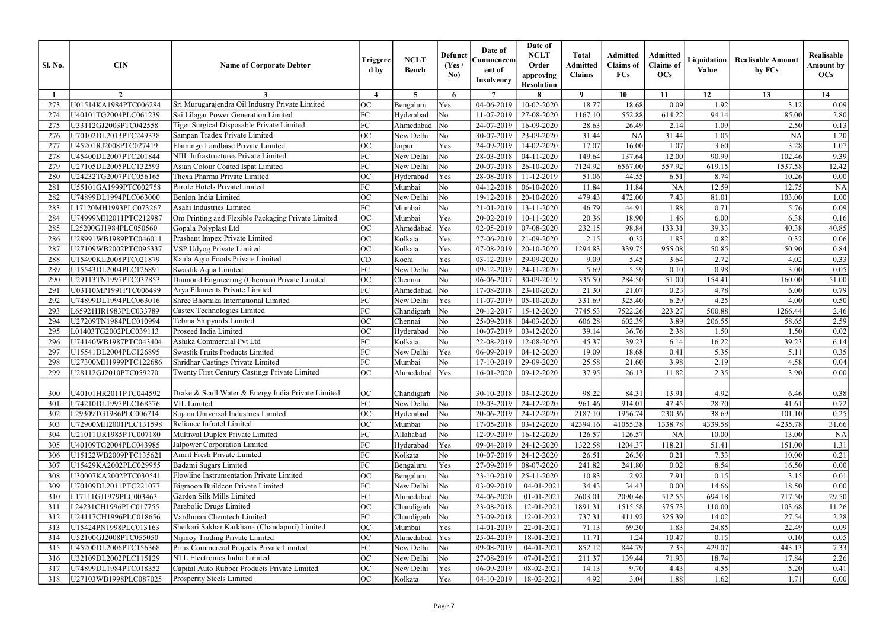| Sl. No. | CIN | Name of Corporate Debtor | Triggered by | NCLT Bench | Defunct (Yes / No) | Date of Commencement of Insolvency | Date of NCLT Order approving Resolution | Total Admitted Claims | Admitted Claims of FCs | Admitted Claims of OCs | Liquidation Value | Realisable Amount by FCs | Realisable Amount by OCs |
|---|---|---|---|---|---|---|---|---|---|---|---|---|---|
| 1 | 2 | 3 | 4 | 5 | 6 | 7 | 8 | 9 | 10 | 11 | 12 | 13 | 14 |
| 273 | U01514KA1984PTC006284 | Sri Murugarajendra Oil Industry Private Limited | OC | Bengaluru | Yes | 04-06-2019 | 10-02-2020 | 18.77 | 18.68 | 0.09 | 1.92 | 3.12 | 0.09 |
| 274 | U40101TG2004PLC061239 | Sai Lilagar Power Generation Limited | FC | Hyderabad | No | 11-07-2019 | 27-08-2020 | 1167.10 | 552.88 | 614.22 | 94.14 | 85.00 | 2.80 |
| 275 | U33112GJ2003PTC042558 | Tiger Surgical Disposable Private Limited | FC | Ahmedabad | No | 24-07-2019 | 16-09-2020 | 28.63 | 26.49 | 2.14 | 1.09 | 2.50 | 0.13 |
| 276 | U70102DL2013PTC249338 | Sampan Tradex Private Limited | OC | New Delhi | No | 30-07-2019 | 23-09-2020 | 31.44 | NA | 31.44 | 1.05 | NA | 1.20 |
| 277 | U45201RJ2008PTC027419 | Flamingo Landbase Private Limited | OC | Jaipur | Yes | 24-09-2019 | 14-02-2020 | 17.07 | 16.00 | 1.07 | 3.60 | 3.28 | 1.07 |
| 278 | U45400DL2007PTC201844 | NIIL Infrastructures Private Limited | FC | New Delhi | No | 28-03-2018 | 04-11-2020 | 149.64 | 137.64 | 12.00 | 90.99 | 102.46 | 9.39 |
| 279 | U27105DL2005PLC132593 | Asian Colour Coated Ispat Limited | FC | New Delhi | No | 20-07-2018 | 26-10-2020 | 7124.92 | 6567.00 | 557.92 | 619.15 | 1537.58 | 12.42 |
| 280 | U24232TG2007PTC056165 | Thexa Pharma Private Limited | OC | Hyderabad | Yes | 28-08-2018 | 11-12-2019 | 51.06 | 44.55 | 6.51 | 8.74 | 10.26 | 0.00 |
| 281 | U55101GA1999PTC002758 | Parole Hotels PrivateLimited | FC | Mumbai | No | 04-12-2018 | 06-10-2020 | 11.84 | 11.84 | NA | 12.59 | 12.75 | NA |
| 282 | U74899DL1994PLC063000 | Benlon India Limited | OC | New Delhi | No | 19-12-2018 | 20-10-2020 | 479.43 | 472.00 | 7.43 | 81.01 | 103.00 | 1.00 |
| 283 | L17120MH1993PLC073267 | Asahi Industries Limited | FC | Mumbai | No | 21-01-2019 | 13-11-2020 | 46.79 | 44.91 | 1.88 | 0.71 | 5.76 | 0.09 |
| 284 | U74999MH2011PTC212987 | Om Printing and Flexible Packaging Private Limited | OC | Mumbai | Yes | 20-02-2019 | 10-11-2020 | 20.36 | 18.90 | 1.46 | 6.00 | 6.38 | 0.16 |
| 285 | L25200GJ1984PLC050560 | Gopala Polyplast Ltd | OC | Ahmedabad | Yes | 02-05-2019 | 07-08-2020 | 232.15 | 98.84 | 133.31 | 39.33 | 40.38 | 40.85 |
| 286 | U28991WB1989PTC046011 | Prashant Impex Private Limited | OC | Kolkata | Yes | 27-06-2019 | 21-09-2020 | 2.15 | 0.32 | 1.83 | 0.82 | 0.32 | 0.06 |
| 287 | U27109WB2002PTC095337 | VSP Udyog Private Limited | OC | Kolkata | Yes | 07-08-2019 | 20-10-2020 | 1294.83 | 339.75 | 955.08 | 50.85 | 50.90 | 0.84 |
| 288 | U15490KL2008PTC021879 | Kaula Agro Foods Private Limited | CD | Kochi | Yes | 03-12-2019 | 29-09-2020 | 9.09 | 5.45 | 3.64 | 2.72 | 4.02 | 0.33 |
| 289 | U15543DL2004PLC126891 | Swastik Aqua Limited | FC | New Delhi | No | 09-12-2019 | 24-11-2020 | 5.69 | 5.59 | 0.10 | 0.98 | 3.00 | 0.05 |
| 290 | U29113TN1997PTC037853 | Diamond Engineering (Chennai) Private Limited | OC | Chennai | No | 06-06-2017 | 30-09-2019 | 335.50 | 284.50 | 51.00 | 154.41 | 160.00 | 51.00 |
| 291 | U03110MP1991PTC006499 | Arya Filaments Private Limited | FC | Ahmedabad | No | 17-08-2018 | 23-10-2020 | 21.30 | 21.07 | 0.23 | 4.78 | 6.00 | 0.79 |
| 292 | U74899DL1994PLC063016 | Shree Bhomika International Limited | FC | New Delhi | Yes | 11-07-2019 | 05-10-2020 | 331.69 | 325.40 | 6.29 | 4.25 | 4.00 | 0.50 |
| 293 | L65921HR1983PLC033789 | Castex Technologies Limited | FC | Chandigarh | No | 20-12-2017 | 15-12-2020 | 7745.53 | 7522.26 | 223.27 | 500.88 | 1266.44 | 2.46 |
| 294 | U27209TN1984PLC010994 | Tebma Shipyards Limited | OC | Chennai | No | 25-09-2018 | 04-03-2020 | 606.28 | 602.39 | 3.89 | 206.55 | 58.65 | 2.59 |
| 295 | L01403TG2002PLC039113 | Proseed India Limited | OC | Hyderabad | No | 10-07-2019 | 03-12-2020 | 39.14 | 36.76 | 2.38 | 1.50 | 1.50 | 0.02 |
| 296 | U74140WB1987PTC043404 | Ashika Commercial Pvt Ltd | FC | Kolkata | No | 22-08-2019 | 12-08-2020 | 45.37 | 39.23 | 6.14 | 16.22 | 39.23 | 6.14 |
| 297 | U15541DL2004PLC126895 | Swastik Fruits Products Limited | FC | New Delhi | Yes | 06-09-2019 | 04-12-2020 | 19.09 | 18.68 | 0.41 | 5.35 | 5.11 | 0.35 |
| 298 | U27300MH1999PTC122686 | Shridhar Castings Private Limited | FC | Mumbai | No | 17-10-2019 | 29-09-2020 | 25.58 | 21.60 | 3.98 | 2.19 | 4.58 | 0.04 |
| 299 | U28112GJ2010PTC059270 | Twenty First Century Castings Private Limited | OC | Ahmedabad | Yes | 16-01-2020 | 09-12-2020 | 37.95 | 26.13 | 11.82 | 2.35 | 3.90 | 0.00 |
| 300 | U40101HR2011PTC044592 | Drake & Scull Water & Energy India Private Limited | OC | Chandigarh | No | 30-10-2018 | 03-12-2020 | 98.22 | 84.31 | 13.91 | 4.92 | 6.46 | 0.38 |
| 301 | U74210DL1997PLC168576 | VIL Limited | FC | New Delhi | No | 19-03-2019 | 24-12-2020 | 961.46 | 914.01 | 47.45 | 28.70 | 41.61 | 0.72 |
| 302 | L29309TG1986PLC006714 | Sujana Universal Industries Limited | OC | Hyderabad | No | 20-06-2019 | 24-12-2020 | 2187.10 | 1956.74 | 230.36 | 38.69 | 101.10 | 0.25 |
| 303 | U72900MH2001PLC131598 | Reliance Infratel Limited | OC | Mumbai | No | 17-05-2018 | 03-12-2020 | 42394.16 | 41055.38 | 1338.78 | 4339.58 | 4235.78 | 31.66 |
| 304 | U21011UR1985PTC007180 | Multiwal Duplex Private Limited | FC | Allahabad | No | 12-09-2019 | 16-12-2020 | 126.57 | 126.57 | NA | 10.00 | 13.00 | NA |
| 305 | U40109TG2004PLC043985 | Jalpower Corporation Limited | FC | Hyderabad | Yes | 09-04-2019 | 24-12-2020 | 1322.58 | 1204.37 | 118.21 | 51.41 | 151.00 | 1.31 |
| 306 | U15122WB2009PTC135621 | Amrit Fresh Private Limited | FC | Kolkata | No | 10-07-2019 | 24-12-2020 | 26.51 | 26.30 | 0.21 | 7.33 | 10.00 | 0.21 |
| 307 | U15429KA2002PLC029955 | Badami Sugars Limited | FC | Bengaluru | Yes | 27-09-2019 | 08-07-2020 | 241.82 | 241.80 | 0.02 | 8.54 | 16.50 | 0.00 |
| 308 | U30007KA2002PTC030541 | Flowline Instrumentation Private Limited | OC | Bengaluru | No | 23-10-2019 | 25-11-2020 | 10.83 | 2.92 | 7.91 | 0.15 | 3.15 | 0.01 |
| 309 | U70109DL2011PTC221077 | Bigmoon Buildcon Private Limited | FC | New Delhi | No | 03-09-2019 | 04-01-2021 | 34.43 | 34.43 | 0.00 | 14.66 | 18.50 | 0.00 |
| 310 | L17111GJ1979PLC003463 | Garden Silk Mills Limited | FC | Ahmedabad | No | 24-06-2020 | 01-01-2021 | 2603.01 | 2090.46 | 512.55 | 694.18 | 717.50 | 29.50 |
| 311 | L24231CH1996PLC017755 | Parabolic Drugs Limited | OC | Chandigarh | No | 23-08-2018 | 12-01-2021 | 1891.31 | 1515.58 | 375.73 | 110.00 | 103.68 | 11.26 |
| 312 | U24117CH1996PLC018656 | Vardhman Chemtech Limited | FC | Chandigarh | No | 25-09-2018 | 12-01-2021 | 737.31 | 411.92 | 325.39 | 14.02 | 27.54 | 2.28 |
| 313 | U15424PN1998PLC013163 | Shetkari Sakhar Karkhana (Chandapuri) Limited | OC | Mumbai | Yes | 14-01-2019 | 22-01-2021 | 71.13 | 69.30 | 1.83 | 24.85 | 22.49 | 0.09 |
| 314 | U52100GJ2008PTC055050 | Nijinoy Trading Private Limited | OC | Ahmedabad | Yes | 25-04-2019 | 18-01-2021 | 11.71 | 1.24 | 10.47 | 0.15 | 0.10 | 0.05 |
| 315 | U45200DL2006PTC156368 | Prius Commercial Projects Private Limited | FC | New Delhi | No | 09-08-2019 | 04-01-2021 | 852.12 | 844.79 | 7.33 | 429.07 | 443.13 | 7.33 |
| 316 | U32109DL2002PLC115129 | NTL Electronics India Limited | OC | New Delhi | No | 27-08-2019 | 07-01-2021 | 211.37 | 139.44 | 71.93 | 18.74 | 17.84 | 2.26 |
| 317 | U74899DL1984PTC018352 | Capital Auto Rubber Products Private Limited | OC | New Delhi | Yes | 06-09-2019 | 08-02-2021 | 14.13 | 9.70 | 4.43 | 4.55 | 5.20 | 0.41 |
| 318 | U27103WB1998PLC087025 | Prosperity Steels Limited | OC | Kolkata | Yes | 04-10-2019 | 18-02-2021 | 4.92 | 3.04 | 1.88 | 1.62 | 1.71 | 0.00 |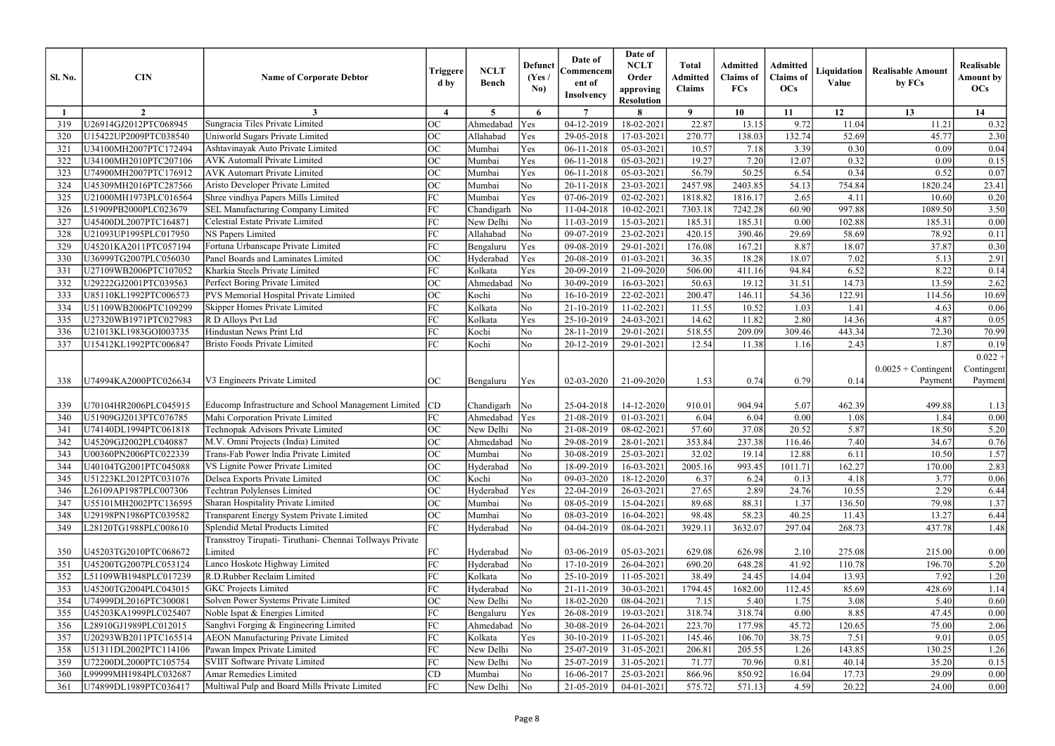| Sl. No. | CIN | Name of Corporate Debtor | Triggered by | NCLT Bench | Defunct (Yes / No) | Date of Commencement of Insolvency | Date of NCLT Order approving Resolution | Total Admitted Claims | Admitted Claims of FCs | Admitted Claims of OCs | Liquidation Value | Realisable Amount by FCs | Realisable Amount by OCs |
|---|---|---|---|---|---|---|---|---|---|---|---|---|---|
| 1 | 2 | 3 | 4 | 5 | 6 | 7 | 8 | 9 | 10 | 11 | 12 | 13 | 14 |
| 319 | U26914GJ2012PTC068945 | Sungracia Tiles Private Limited | OC | Ahmedabad | Yes | 04-12-2019 | 18-02-2021 | 22.87 | 13.15 | 9.72 | 11.04 | 11.21 | 0.32 |
| 320 | U15422UP2009PTC038540 | Uniworld Sugars Private Limited | OC | Allahabad | Yes | 29-05-2018 | 17-03-2021 | 270.77 | 138.03 | 132.74 | 52.69 | 45.77 | 2.30 |
| 321 | U34100MH2007PTC172494 | Ashtavinayak Auto Private Limited | OC | Mumbai | Yes | 06-11-2018 | 05-03-2021 | 10.57 | 7.18 | 3.39 | 0.30 | 0.09 | 0.04 |
| 322 | U34100MH2010PTC207106 | AVK Automall Private Limited | OC | Mumbai | Yes | 06-11-2018 | 05-03-2021 | 19.27 | 7.20 | 12.07 | 0.32 | 0.09 | 0.15 |
| 323 | U74900MH2007PTC176912 | AVK Automart Private Limited | OC | Mumbai | Yes | 06-11-2018 | 05-03-2021 | 56.79 | 50.25 | 6.54 | 0.34 | 0.52 | 0.07 |
| 324 | U45309MH2016PTC287566 | Aristo Developer Private Limited | OC | Mumbai | No | 20-11-2018 | 23-03-2021 | 2457.98 | 2403.85 | 54.13 | 754.84 | 1820.24 | 23.41 |
| 325 | U21000MH1973PLC016564 | Shree vindhya Papers Mills Limited | FC | Mumbai | Yes | 07-06-2019 | 02-02-2021 | 1818.82 | 1816.17 | 2.65 | 4.11 | 10.60 | 0.20 |
| 326 | L51909PB2000PLC023679 | SEL Manufacturing Company Limited | FC | Chandigarh | No | 11-04-2018 | 10-02-2021 | 7303.18 | 7242.28 | 60.90 | 997.88 | 1089.50 | 3.50 |
| 327 | U45400DL2007PTC164871 | Celestial Estate Private Limited | FC | New Delhi | No | 11-03-2019 | 15-03-2021 | 185.31 | 185.31 | 0.00 | 102.88 | 185.31 | 0.00 |
| 328 | U21093UP1995PLC017950 | NS Papers Limited | FC | Allahabad | No | 09-07-2019 | 23-02-2021 | 420.15 | 390.46 | 29.69 | 58.69 | 78.92 | 0.11 |
| 329 | U45201KA2011PTC057194 | Fortuna Urbanscape Private Limited | FC | Bengaluru | Yes | 09-08-2019 | 29-01-2021 | 176.08 | 167.21 | 8.87 | 18.07 | 37.87 | 0.30 |
| 330 | U36999TG2007PLC056030 | Panel Boards and Laminates Limited | OC | Hyderabad | Yes | 20-08-2019 | 01-03-2021 | 36.35 | 18.28 | 18.07 | 7.02 | 5.13 | 2.91 |
| 331 | U27109WB2006PTC107052 | Kharkia Steels Private Limited | FC | Kolkata | Yes | 20-09-2019 | 21-09-2020 | 506.00 | 411.16 | 94.84 | 6.52 | 8.22 | 0.14 |
| 332 | U29222GJ2001PTC039563 | Perfect Boring Private Limited | OC | Ahmedabad | No | 30-09-2019 | 16-03-2021 | 50.63 | 19.12 | 31.51 | 14.73 | 13.59 | 2.62 |
| 333 | U85110KL1992PTC006573 | PVS Memorial Hospital Private Limited | OC | Kochi | No | 16-10-2019 | 22-02-2021 | 200.47 | 146.11 | 54.36 | 122.91 | 114.56 | 10.69 |
| 334 | U51109WB2006PTC109299 | Skipper Homes Private Limited | FC | Kolkata | No | 21-10-2019 | 11-02-2021 | 11.55 | 10.52 | 1.03 | 1.41 | 4.63 | 0.06 |
| 335 | U27320WB1971PTC027983 | R D Alloys Pvt Ltd | FC | Kolkata | Yes | 25-10-2019 | 24-03-2021 | 14.62 | 11.82 | 2.80 | 14.36 | 4.87 | 0.05 |
| 336 | U21013KL1983GOI003735 | Hindustan News Print Ltd | FC | Kochi | No | 28-11-2019 | 29-01-2021 | 518.55 | 209.09 | 309.46 | 443.34 | 72.30 | 70.99 |
| 337 | U15412KL1992PTC006847 | Bristo Foods Private Limited | FC | Kochi | No | 20-12-2019 | 29-01-2021 | 12.54 | 11.38 | 1.16 | 2.43 | 1.87 | 0.19 |
| 338 | U74994KA2000PTC026634 | V3 Engineers Private Limited | OC | Bengaluru | Yes | 02-03-2020 | 21-09-2020 | 1.53 | 0.74 | 0.79 | 0.14 | 0.0025 + Contingent Payment | 0.022 + Contingent Payment |
| 339 | U70104HR2006PLC045915 | Educomp Infrastructure and School Management Limited | CD | Chandigarh | No | 25-04-2018 | 14-12-2020 | 910.01 | 904.94 | 5.07 | 462.39 | 499.88 | 1.13 |
| 340 | U51909GJ2013PTC076785 | Mahi Corporation Private Limited | FC | Ahmedabad | Yes | 21-08-2019 | 01-03-2021 | 6.04 | 6.04 | 0.00 | 1.08 | 1.84 | 0.00 |
| 341 | U74140DL1994PTC061818 | Technopak Advisors Private Limited | OC | New Delhi | No | 21-08-2019 | 08-02-2021 | 57.60 | 37.08 | 20.52 | 5.87 | 18.50 | 5.20 |
| 342 | U45209GJ2002PLC040887 | M.V. Omni Projects (India) Limited | OC | Ahmedabad | No | 29-08-2019 | 28-01-2021 | 353.84 | 237.38 | 116.46 | 7.40 | 34.67 | 0.76 |
| 343 | U00360PN2006PTC022339 | Trans-Fab Power India Private Limited | OC | Mumbai | No | 30-08-2019 | 25-03-2021 | 32.02 | 19.14 | 12.88 | 6.11 | 10.50 | 1.57 |
| 344 | U40104TG2001PTC045088 | VS Lignite Power Private Limited | OC | Hyderabad | No | 18-09-2019 | 16-03-2021 | 2005.16 | 993.45 | 1011.71 | 162.27 | 170.00 | 2.83 |
| 345 | U51223KL2012PTC031076 | Delsea Exports Private Limited | OC | Kochi | No | 09-03-2020 | 18-12-2020 | 6.37 | 6.24 | 0.13 | 4.18 | 3.77 | 0.06 |
| 346 | L26109AP1987PLC007306 | Techtran Polylenses Limited | OC | Hyderabad | Yes | 22-04-2019 | 26-03-2021 | 27.65 | 2.89 | 24.76 | 10.55 | 2.29 | 6.44 |
| 347 | U55101MH2002PTC136595 | Sharan Hospitality Private Limited | OC | Mumbai | No | 08-05-2019 | 15-04-2021 | 89.68 | 88.31 | 1.37 | 136.50 | 79.98 | 1.37 |
| 348 | U29198PN1986PTC039582 | Transparent Energy System Private Limited | OC | Mumbai | No | 08-03-2019 | 16-04-2021 | 98.48 | 58.23 | 40.25 | 11.43 | 13.27 | 6.44 |
| 349 | L28120TG1988PLC008610 | Splendid Metal Products Limited | FC | Hyderabad | No | 04-04-2019 | 08-04-2021 | 3929.11 | 3632.07 | 297.04 | 268.73 | 437.78 | 1.48 |
| 350 | U45203TG2010PTC068672 | Transstroy Tirupati- Tiruthani- Chennai Tollways Private Limited | FC | Hyderabad | No | 03-06-2019 | 05-03-2021 | 629.08 | 626.98 | 2.10 | 275.08 | 215.00 | 0.00 |
| 351 | U45200TG2007PLC053124 | Lanco Hoskote Highway Limited | FC | Hyderabad | No | 17-10-2019 | 26-04-2021 | 690.20 | 648.28 | 41.92 | 110.78 | 196.70 | 5.20 |
| 352 | L51109WB1948PLC017239 | R.D.Rubber Reclaim Limited | FC | Kolkata | No | 25-10-2019 | 11-05-2021 | 38.49 | 24.45 | 14.04 | 13.93 | 7.92 | 1.20 |
| 353 | U45200TG2004PLC043015 | GKC Projects Limited | FC | Hyderabad | No | 21-11-2019 | 30-03-2021 | 1794.45 | 1682.00 | 112.45 | 85.69 | 428.69 | 1.14 |
| 354 | U74999DL2016PTC300081 | Solven Power Systems Private Limited | OC | New Delhi | No | 18-02-2020 | 08-04-2021 | 7.15 | 5.40 | 1.75 | 3.08 | 5.40 | 0.60 |
| 355 | U45203KA1999PLC025407 | Noble Ispat & Energies Limited | FC | Bengaluru | Yes | 26-08-2019 | 19-03-2021 | 318.74 | 318.74 | 0.00 | 8.85 | 47.45 | 0.00 |
| 356 | L28910GJ1989PLC012015 | Sanghvi Forging & Engineering Limited | FC | Ahmedabad | No | 30-08-2019 | 26-04-2021 | 223.70 | 177.98 | 45.72 | 120.65 | 75.00 | 2.06 |
| 357 | U20293WB2011PTC165514 | AEON Manufacturing Private Limited | FC | Kolkata | Yes | 30-10-2019 | 11-05-2021 | 145.46 | 106.70 | 38.75 | 7.51 | 9.01 | 0.05 |
| 358 | U51311DL2002PTC114106 | Pawan Impex Private Limited | FC | New Delhi | No | 25-07-2019 | 31-05-2021 | 206.81 | 205.55 | 1.26 | 143.85 | 130.25 | 1.26 |
| 359 | U72200DL2000PTC105754 | SVIIT Software Private Limited | FC | New Delhi | No | 25-07-2019 | 31-05-2021 | 71.77 | 70.96 | 0.81 | 40.14 | 35.20 | 0.15 |
| 360 | L99999MH1984PLC032687 | Amar Remedies Limited | CD | Mumbai | No | 16-06-2017 | 25-03-2021 | 866.96 | 850.92 | 16.04 | 17.73 | 29.09 | 0.00 |
| 361 | U74899DL1989PTC036417 | Multiwal Pulp and Board Mills Private Limited | FC | New Delhi | No | 21-05-2019 | 04-01-2021 | 575.72 | 571.13 | 4.59 | 20.22 | 24.00 | 0.00 |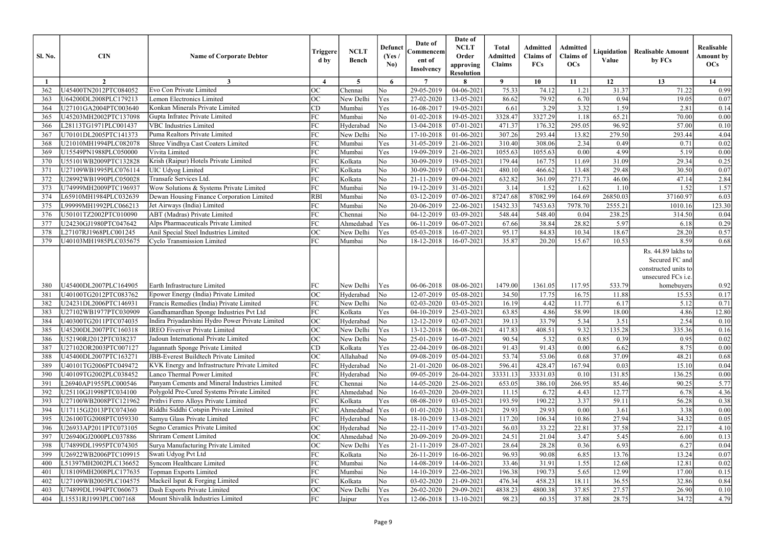| Sl. No. | CIN | Name of Corporate Debtor | Triggered by | NCLT Bench | Defunct (Yes / No) | Date of Commencement of Insolvency | Date of NCLT Order approving Resolution | Total Admitted Claims | Admitted Claims of FCs | Admitted Claims of OCs | Liquidation Value | Realisable Amount by FCs | Realisable Amount by OCs |
|---|---|---|---|---|---|---|---|---|---|---|---|---|---|
| 1 | 2 | 3 | 4 | 5 | 6 | 7 | 8 | 9 | 10 | 11 | 12 | 13 | 14 |
| 362 | U45400TN2012PTC084052 | Evo Con Private Limited | OC | Chennai | No | 29-05-2019 | 04-06-2021 | 75.33 | 74.12 | 1.21 | 31.37 | 71.22 | 0.99 |
| 363 | U64200DL2008PLC179213 | Lemon Electronics Limited | OC | New Delhi | Yes | 27-02-2020 | 13-05-2021 | 86.62 | 79.92 | 6.70 | 0.94 | 19.05 | 0.07 |
| 364 | U27101GA2004PTC003640 | Konkan Minerals Private Limited | CD | Mumbai | Yes | 16-08-2017 | 19-05-2021 | 6.61 | 3.29 | 3.32 | 1.59 | 2.81 | 0.14 |
| 365 | U45203MH2002PTC137098 | Gupta Infratec Private Limited | FC | Mumbai | No | 01-02-2018 | 19-05-2021 | 3328.47 | 3327.29 | 1.18 | 65.21 | 70.00 | 0.00 |
| 366 | L28113TG1971PLC001437 | VBC Industries Limited | FC | Hyderabad | No | 13-04-2018 | 07-01-2021 | 471.37 | 176.32 | 295.05 | 96.92 | 57.00 | 0.10 |
| 367 | U70101DL2005PTC141373 | Puma Realtors Private Limited | FC | New Delhi | No | 17-10-2018 | 01-06-2021 | 307.26 | 293.44 | 13.82 | 279.50 | 293.44 | 4.04 |
| 368 | U21010MH1994PLC082078 | Shree Vindhya Cast Coaters Limited | FC | Mumbai | Yes | 31-05-2019 | 21-06-2021 | 310.40 | 308.06 | 2.34 | 0.49 | 0.71 | 0.02 |
| 369 | U15549PN1988PLC050000 | Vivita Limited | FC | Mumbai | Yes | 19-09-2019 | 21-06-2021 | 1055.63 | 1055.63 | 0.00 | 4.99 | 5.19 | 0.00 |
| 370 | U55101WB2009PTC132828 | Krish (Raipur) Hotels Private Limited | FC | Kolkata | No | 30-09-2019 | 19-05-2021 | 179.44 | 167.75 | 11.69 | 31.09 | 29.34 | 0.25 |
| 371 | U27109WB1995PLC076114 | UIC Udyog Limited | FC | Kolkata | No | 30-09-2019 | 07-04-2021 | 480.10 | 466.62 | 13.48 | 29.48 | 30.50 | 0.07 |
| 372 | U28992WB1990PLC050028 | Transafe Services Ltd. | FC | Kolkata | No | 21-11-2019 | 09-04-2021 | 632.82 | 361.09 | 271.73 | 46.06 | 47.14 | 2.84 |
| 373 | U74999MH2009PTC196937 | Wow Solutions & Systems Private Limited | FC | Mumbai | No | 19-12-2019 | 31-05-2021 | 3.14 | 1.52 | 1.62 | 1.10 | 1.57 | 1.57 |
| 374 | L65910MH1984PLC032639 | Dewan Housing Finance Corporation Limited | RBI | Mumbai | No | 03-12-2019 | 07-06-2021 | 87247.68 | 87082.99 | 164.69 | 26850.03 | 37160.97 | 6.03 |
| 375 | L99999MH1992PLC066213 | Jet Airways (India) Limited | FC | Mumbai | No | 20-06-2019 | 22-06-2021 | 15432.33 | 7453.63 | 7978.70 | 2555.21 | 1010.16 | 123.30 |
| 376 | U50101TZ2002PTC010090 | ABT (Madras) Private Limited | FC | Chennai | No | 04-12-2019 | 03-09-2021 | 548.44 | 548.40 | 0.04 | 238.25 | 314.50 | 0.04 |
| 377 | U24230GJ1980PTC047642 | Alps Pharmaceuticals Private Limited | FC | Ahmedabad | Yes | 06-11-2019 | 06-07-2021 | 67.66 | 38.84 | 28.82 | 5.97 | 6.18 | 0.29 |
| 378 | L27107RJ1968PLC001245 | Anil Special Steel Industries Limited | OC | New Delhi | Yes | 05-03-2018 | 16-07-2021 | 95.17 | 84.83 | 10.34 | 18.67 | 28.20 | 0.57 |
| 379 | U40103MH1985PLC035675 | Cyclo Transmission Limited | FC | Mumbai | No | 18-12-2018 | 16-07-2021 | 35.87 | 20.20 | 15.67 | 10.53 | 8.59 | 0.68 |
| 380 | U45400DL2007PLC164905 | Earth Infrastructure Limited | FC | New Delhi | Yes | 06-06-2018 | 08-06-2021 | 1479.00 | 1361.05 | 117.95 | 533.79 | Rs. 44.89 lakhs to Secured FC and constructed units to unsecured FCs i.e. homebuyers | 0.92 |
| 381 | U40100TG2012PTC083762 | Epower Energy (India) Private Limited | OC | Hyderabad | No | 12-07-2019 | 05-08-2021 | 34.50 | 17.75 | 16.75 | 11.88 | 15.53 | 0.17 |
| 382 | U24231DL2006PTC146931 | Francis Remedies (India) Private Limited | FC | New Delhi | No | 02-03-2020 | 03-05-2021 | 16.19 | 4.42 | 11.77 | 6.17 | 5.12 | 0.71 |
| 383 | U27102WB1977PTC030909 | Gandhamardhan Sponge Industries Pvt Ltd | FC | Kolkata | Yes | 04-10-2019 | 25-03-2021 | 63.85 | 4.86 | 58.99 | 18.00 | 4.86 | 12.80 |
| 384 | U40300TG2011PTC074035 | Indira Priyadarshini Hydro Power Private Limited | OC | Hyderabad | No | 12-12-2019 | 02-07-2021 | 39.13 | 33.79 | 5.34 | 3.51 | 2.54 | 0.10 |
| 385 | U45200DL2007PTC160318 | IREO Fiveriver Private Limited | OC | New Delhi | Yes | 13-12-2018 | 06-08-2021 | 417.83 | 408.51 | 9.32 | 135.28 | 335.36 | 0.16 |
| 386 | U52190RJ2012PTC038237 | Jadoun International Private Limited | OC | New Delhi | No | 25-01-2019 | 16-07-2021 | 90.54 | 5.32 | 0.85 | 0.39 | 0.95 | 0.02 |
| 387 | U27102OR2003PTC007127 | Jagannath Sponge Private Limited | CD | Kolkata | Yes | 22-04-2019 | 06-08-2021 | 91.43 | 91.43 | 0.00 | 6.62 | 8.75 | 0.00 |
| 388 | U45400DL2007PTC163271 | JBB-Everest Buildtech Private Limited | OC | Allahabad | No | 09-08-2019 | 05-04-2021 | 53.74 | 53.06 | 0.68 | 37.09 | 48.21 | 0.68 |
| 389 | U40101TG2006PTC049472 | KVK Energy and Infrastructure Private Limited | FC | Hyderabad | No | 21-01-2020 | 06-08-2021 | 596.41 | 428.47 | 167.94 | 0.03 | 15.10 | 0.04 |
| 390 | U40109TG2002PLC038452 | Lanco Thermal Power Limited | FC | Hyderabad | No | 09-05-2019 | 26-04-2021 | 33331.13 | 33331.03 | 0.10 | 131.85 | 136.25 | 0.00 |
| 391 | L26940AP1955PLC000546 | Panyam Cements and Mineral Industries Limited | FC | Chennai | No | 14-05-2020 | 25-06-2021 | 653.05 | 386.10 | 266.95 | 85.46 | 90.25 | 5.77 |
| 392 | U25110GJ1998PTC034100 | Polygold Pre-Cured Systems Private Limited | FC | Ahmedabad | No | 16-03-2020 | 20-09-2021 | 11.15 | 6.72 | 4.43 | 12.77 | 6.78 | 4.36 |
| 393 | U27100WB2008PTC121962 | Prithvi Ferro Alloys Private Limited | FC | Kolkata | Yes | 08-08-2019 | 03-05-2021 | 193.59 | 190.22 | 3.37 | 59.11 | 56.28 | 0.38 |
| 394 | U17115GJ2013PTC074360 | Riddhi Siddhi Cotspin Private Limited | FC | Ahmedabad | Yes | 01-01-2020 | 31-03-2021 | 29.93 | 29.93 | 0.00 | 3.61 | 3.38 | 0.00 |
| 395 | U26100TG2008PTC059330 | Samyu Glass Private Limited | FC | Hyderabad | No | 18-10-2019 | 13-08-2021 | 117.20 | 106.34 | 10.86 | 27.94 | 34.32 | 0.05 |
| 396 | U26933AP2011PTC073105 | Segno Ceramics Private Limited | OC | Hyderabad | No | 22-11-2019 | 17-03-2021 | 56.03 | 33.22 | 22.81 | 37.58 | 22.17 | 4.10 |
| 397 | U26940GJ2000PLC037886 | Shriram Cement Limited | OC | Ahmedabad | No | 20-09-2019 | 20-09-2021 | 24.51 | 21.04 | 3.47 | 5.45 | 6.00 | 0.13 |
| 398 | U74899DL1995PTC074305 | Surya Manufacturing Private Limited | OC | New Delhi | Yes | 21-11-2019 | 28-07-2021 | 28.64 | 28.28 | 0.36 | 6.93 | 6.27 | 0.04 |
| 399 | U26922WB2006PTC109915 | Swati Udyog Pvt Ltd | FC | Kolkata | No | 26-11-2019 | 16-06-2021 | 96.93 | 90.08 | 6.85 | 13.76 | 13.24 | 0.07 |
| 400 | L51397MH2002PLC136652 | Syncom Healthcare Limited | FC | Mumbai | No | 14-08-2019 | 14-06-2021 | 33.46 | 31.91 | 1.55 | 12.68 | 12.81 | 0.02 |
| 401 | U18109MH2008PLC177635 | Topman Exports Limited | FC | Mumbai | No | 14-10-2019 | 22-06-2021 | 196.38 | 190.73 | 5.65 | 12.99 | 17.00 | 0.15 |
| 402 | U27109WB2005PLC104575 | Mackeil Ispat & Forging Limited | FC | Kolkata | No | 03-02-2020 | 21-09-2021 | 476.34 | 458.23 | 18.11 | 36.55 | 32.86 | 0.84 |
| 403 | U74899DL1994PTC060673 | Dash Exports Private Limited | OC | New Delhi | Yes | 26-02-2020 | 29-09-2021 | 4838.23 | 4800.38 | 37.85 | 27.57 | 26.90 | 0.10 |
| 404 | L15531RJ1993PLC007168 | Mount Shivalik Industries Limited | FC | Jaipur | Yes | 12-06-2018 | 13-10-2021 | 98.23 | 60.35 | 37.88 | 28.75 | 34.72 | 4.79 |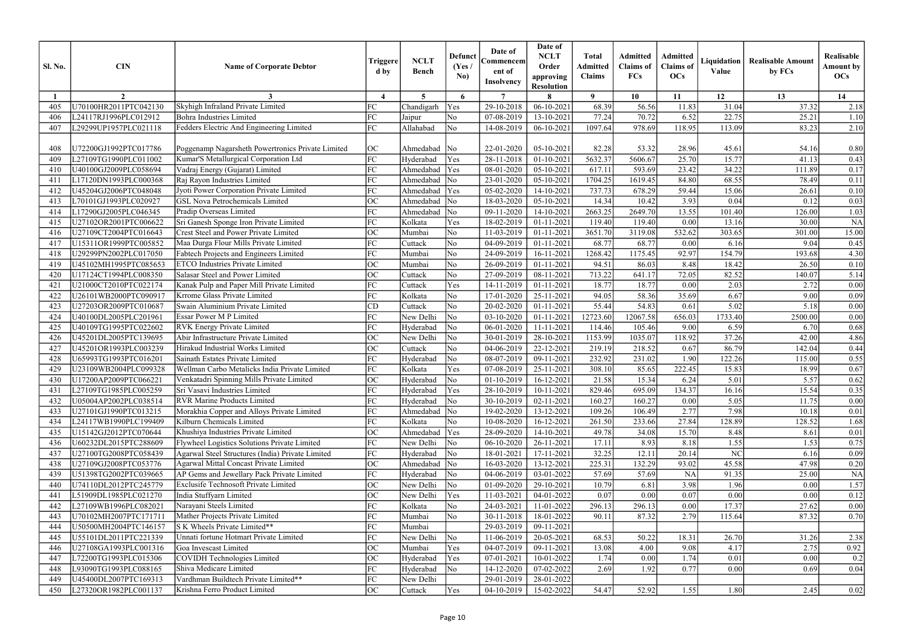| Sl. No. | CIN | Name of Corporate Debtor | Triggered by | NCLT Bench | Defunct (Yes / No) | Date of Commencement of Insolvency | Date of NCLT Order approving Resolution | Total Admitted Claims | Admitted Claims of FCs | Admitted Claims of OCs | Liquidation Value | Realisable Amount by FCs | Realisable Amount by OCs |
|---|---|---|---|---|---|---|---|---|---|---|---|---|---|
| 1 | 2 | 3 | 4 | 5 | 6 | 7 | 8 | 9 | 10 | 11 | 12 | 13 | 14 |
| 405 | U70100HR2011PTC042130 | Skyhigh Infraland Private Limited | FC | Chandigarh | Yes | 29-10-2018 | 06-10-2021 | 68.39 | 56.56 | 11.83 | 31.04 | 37.32 | 2.18 |
| 406 | L24117RJ1996PLC012912 | Bohra Industries Limited | FC | Jaipur | No | 07-08-2019 | 13-10-2021 | 77.24 | 70.72 | 6.52 | 22.75 | 25.21 | 1.10 |
| 407 | L29299UP1957PLC021118 | Fedders Electric And Engineering Limited | FC | Allahabad | No | 14-08-2019 | 06-10-2021 | 1097.64 | 978.69 | 118.95 | 113.09 | 83.23 | 2.10 |
| 408 | U72200GJ1992PTC017786 | Poggenamp Nagarsheth Powertronics Private Limited | OC | Ahmedabad | No | 22-01-2020 | 05-10-2021 | 82.28 | 53.32 | 28.96 | 45.61 | 54.16 | 0.80 |
| 409 | L27109TG1990PLC011002 | Kumar'S Metallurgical Corporation Ltd | FC | Hyderabad | Yes | 28-11-2018 | 01-10-2021 | 5632.37 | 5606.67 | 25.70 | 15.77 | 41.13 | 0.43 |
| 410 | U40100GJ2009PLC058694 | Vadraj Energy (Gujarat) Limited | FC | Ahmedabad | Yes | 08-01-2020 | 05-10-2021 | 617.11 | 593.69 | 23.42 | 34.22 | 111.89 | 0.17 |
| 411 | L17120DN1993PLC000368 | Raj Rayon Industries Limited | FC | Ahmedabad | No | 23-01-2020 | 05-10-2021 | 1704.25 | 1619.45 | 84.80 | 68.55 | 78.49 | 0.11 |
| 412 | U45204GJ2006PTC048048 | Jyoti Power Corporation Private Limited | FC | Ahmedabad | Yes | 05-02-2020 | 14-10-2021 | 737.73 | 678.29 | 59.44 | 15.06 | 26.61 | 0.10 |
| 413 | L70101GJ1993PLC020927 | GSL Nova Petrochemicals Limited | OC | Ahmedabad | No | 18-03-2020 | 05-10-2021 | 14.34 | 10.42 | 3.93 | 0.04 | 0.12 | 0.03 |
| 414 | L17290GJ2005PLC046345 | Pradip Overseas Limited | FC | Ahmedabad | No | 09-11-2020 | 14-10-2021 | 2663.25 | 2649.70 | 13.55 | 101.40 | 126.00 | 1.03 |
| 415 | U27102OR2001PTC006622 | Sri Ganesh Sponge Iron Private Limited | FC | Kolkata | Yes | 18-02-2019 | 01-11-2021 | 119.40 | 119.40 | 0.00 | 13.16 | 30.00 | NA |
| 416 | U27109CT2004PTC016643 | Crest Steel and Power Private Limited | OC | Mumbai | No | 11-03-2019 | 01-11-2021 | 3651.70 | 3119.08 | 532.62 | 303.65 | 301.00 | 15.00 |
| 417 | U15311OR1999PTC005852 | Maa Durga Flour Mills Private Limited | FC | Cuttack | No | 04-09-2019 | 01-11-2021 | 68.77 | 68.77 | 0.00 | 6.16 | 9.04 | 0.45 |
| 418 | U29299PN2002PLC017050 | Fabtech Projects and Engineers Limited | FC | Mumbai | No | 24-09-2019 | 16-11-2021 | 1268.42 | 1175.45 | 92.97 | 154.79 | 193.68 | 4.30 |
| 419 | U45102MH1995PTC085653 | ETCO Industries Private Limited | OC | Mumbai | No | 26-09-2019 | 01-11-2021 | 94.51 | 86.03 | 8.48 | 18.42 | 26.50 | 0.10 |
| 420 | U17124CT1994PLC008350 | Salasar Steel and Power Limited | OC | Cuttack | No | 27-09-2019 | 08-11-2021 | 713.22 | 641.17 | 72.05 | 82.52 | 140.07 | 5.14 |
| 421 | U21000CT2010PTC022174 | Kanak Pulp and Paper Mill Private Limited | FC | Cuttack | Yes | 14-11-2019 | 01-11-2021 | 18.77 | 18.77 | 0.00 | 2.03 | 2.72 | 0.00 |
| 422 | U26101WB2000PTC090917 | Krrome Glass Private Limited | FC | Kolkata | No | 17-01-2020 | 25-11-2021 | 94.05 | 58.36 | 35.69 | 6.67 | 9.00 | 0.09 |
| 423 | U27203OR2009PTC010687 | Swain Aluminium Private Limited | CD | Cuttack | No | 20-02-2020 | 01-11-2021 | 55.44 | 54.83 | 0.61 | 5.02 | 5.18 | 0.00 |
| 424 | U40100DL2005PLC201961 | Essar Power M P Limited | FC | New Delhi | No | 03-10-2020 | 01-11-2021 | 12723.60 | 12067.58 | 656.03 | 1733.40 | 2500.00 | 0.00 |
| 425 | U40109TG1995PTC022602 | RVK Energy Private Limited | FC | Hyderabad | No | 06-01-2020 | 11-11-2021 | 114.46 | 105.46 | 9.00 | 6.59 | 6.70 | 0.68 |
| 426 | U45201DL2005PTC139695 | Abir Infrastructure Private Limited | OC | New Delhi | No | 30-01-2019 | 28-10-2021 | 1153.99 | 1035.07 | 118.92 | 37.26 | 42.00 | 4.86 |
| 427 | U45201OR1993PLC003239 | Hirakud Industrial Works Limited | OC | Cuttack | No | 04-06-2019 | 22-12-2021 | 219.19 | 218.52 | 0.67 | 86.79 | 142.04 | 0.44 |
| 428 | U65993TG1993PTC016201 | Sainath Estates Private Limited | FC | Hyderabad | No | 08-07-2019 | 09-11-2021 | 232.92 | 231.02 | 1.90 | 122.26 | 115.00 | 0.55 |
| 429 | U23109WB2004PLC099328 | Wellman Carbo Metalicks India Private Limited | FC | Kolkata | Yes | 07-08-2019 | 25-11-2021 | 308.10 | 85.65 | 222.45 | 15.83 | 18.99 | 0.67 |
| 430 | U17200AP2009PTC066221 | Venkatadri Spinning Mills Private Limited | OC | Hyderabad | No | 01-10-2019 | 16-12-2021 | 21.58 | 15.34 | 6.24 | 5.01 | 5.57 | 0.62 |
| 431 | L27109TG1985PLC005259 | Sri Vasavi Industries Limited | FC | Hyderabad | Yes | 28-10-2019 | 10-11-2021 | 829.46 | 695.09 | 134.37 | 16.16 | 15.54 | 0.35 |
| 432 | U05004AP2002PLC038514 | RVR Marine Products Limited | FC | Hyderabad | No | 30-10-2019 | 02-11-2021 | 160.27 | 160.27 | 0.00 | 5.05 | 11.75 | 0.00 |
| 433 | U27101GJ1990PTC013215 | Morakhia Copper and Alloys Private Limited | FC | Ahmedabad | No | 19-02-2020 | 13-12-2021 | 109.26 | 106.49 | 2.77 | 7.98 | 10.18 | 0.01 |
| 434 | L24117WB1990PLC199409 | Kilburn Chemicals Limited | FC | Kolkata | No | 10-08-2020 | 16-12-2021 | 261.50 | 233.66 | 27.84 | 128.89 | 128.52 | 1.68 |
| 435 | U15142GJ2012PTC070644 | Khushiya Industries Private Limited | OC | Ahmedabad | Yes | 28-09-2020 | 14-10-2021 | 49.78 | 34.08 | 15.70 | 8.48 | 8.61 | 0.01 |
| 436 | U60232DL2015PTC288609 | Flywheel Logistics Solutions Private Limited | FC | New Delhi | No | 06-10-2020 | 26-11-2021 | 17.11 | 8.93 | 8.18 | 1.55 | 1.53 | 0.75 |
| 437 | U27100TG2008PTC058439 | Agarwal Steel Structures (India) Private Limited | FC | Hyderabad | No | 18-01-2021 | 17-11-2021 | 32.25 | 12.11 | 20.14 | NC | 6.16 | 0.09 |
| 438 | U27109GJ2008PTC053776 | Agarwal Mittal Concast Private Limited | OC | Ahmedabad | No | 16-03-2020 | 13-12-2021 | 225.31 | 132.29 | 93.02 | 45.58 | 47.98 | 0.20 |
| 439 | U51398TG2002PTC039665 | AP Gems and Jewellary Pack Private Limited | FC | Hyderabad | No | 04-06-2019 | 03-01-2022 | 57.69 | 57.69 | NA | 91.35 | 25.00 | NA |
| 440 | U74110DL2012PTC245779 | Exclusife Technosoft Private Limited | OC | New Delhi | No | 01-09-2020 | 29-10-2021 | 10.79 | 6.81 | 3.98 | 1.96 | 0.00 | 1.57 |
| 441 | L51909DL1985PLC021270 | India Stuffyarn Limited | OC | New Delhi | Yes | 11-03-2021 | 04-01-2022 | 0.07 | 0.00 | 0.07 | 0.00 | 0.00 | 0.12 |
| 442 | L27109WB1996PLC082021 | Narayani Steels Limited | FC | Kolkata | No | 24-03-2021 | 11-01-2022 | 296.13 | 296.13 | 0.00 | 17.37 | 27.62 | 0.00 |
| 443 | U70102MH2007PTC171711 | Mather Projects Private Limited | FC | Mumbai | No | 30-11-2018 | 18-01-2022 | 90.11 | 87.32 | 2.79 | 115.64 | 87.32 | 0.70 |
| 444 | U50500MH2004PTC146157 | S K Wheels Private Limited** | FC | Mumbai | | 29-03-2019 | 09-11-2021 | | | | | | |
| 445 | U55101DL2011PTC221339 | Unnati fortune Hotmart Private Limited | FC | New Delhi | No | 11-06-2019 | 20-05-2021 | 68.53 | 50.22 | 18.31 | 26.70 | 31.26 | 2.38 |
| 446 | U27108GA1993PLC001316 | Goa Invescast Limited | OC | Mumbai | Yes | 04-07-2019 | 09-11-2021 | 13.08 | 4.00 | 9.08 | 4.17 | 2.75 | 0.92 |
| 447 | L72200TG1993PLC015306 | COVIDH Technologies Limited | OC | Hyderabad | Yes | 07-01-2021 | 10-01-2022 | 1.74 | 0.00 | 1.74 | 0.01 | 0.00 | 0.2 |
| 448 | L93090TG1993PLC088165 | Shiva Medicare Limited | FC | Hyderabad | No | 14-12-2020 | 07-02-2022 | 2.69 | 1.92 | 0.77 | 0.00 | 0.69 | 0.04 |
| 449 | U45400DL2007PTC169313 | Vardhman Buildtech Private Limited** | FC | New Delhi | | 29-01-2019 | 28-01-2022 | | | | | | |
| 450 | L27320OR1982PLC001137 | Krishna Ferro Product Limited | OC | Cuttack | Yes | 04-10-2019 | 15-02-2022 | 54.47 | 52.92 | 1.55 | 1.80 | 2.45 | 0.02 |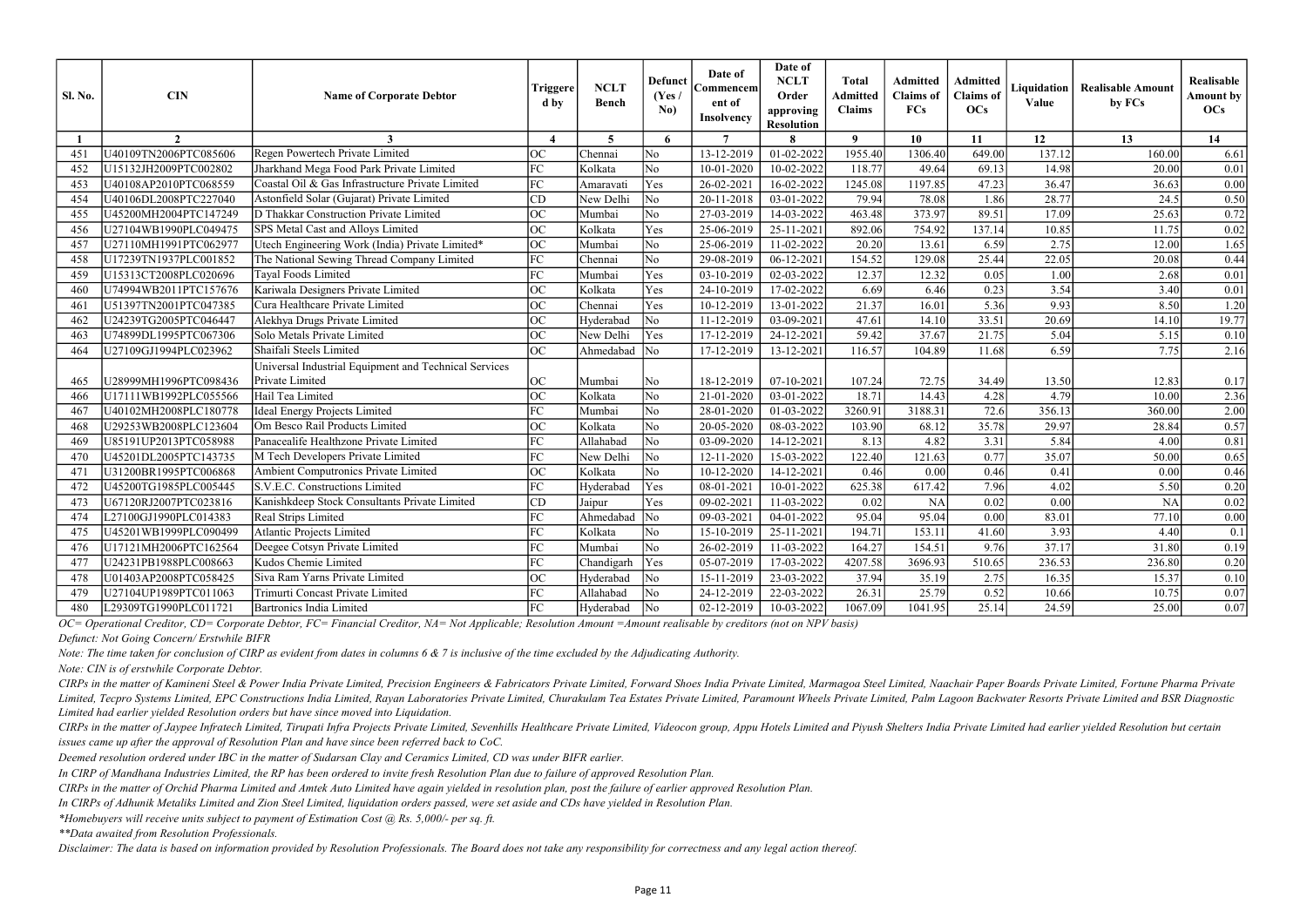| Sl. No. | CIN | Name of Corporate Debtor | Triggered by | NCLT Bench | Defunct (Yes / No) | Date of Commencement of Insolvency | Date of NCLT Order approving Resolution | Total Admitted Claims | Admitted Claims of FCs | Admitted Claims of OCs | Liquidation Value | Realisable Amount by FCs | Realisable Amount by OCs |
|---|---|---|---|---|---|---|---|---|---|---|---|---|---|
| 1 | 2 | 3 | 4 | 5 | 6 | 7 | 8 | 9 | 10 | 11 | 12 | 13 | 14 |
| 451 | U40109TN2006PTC085606 | Regen Powertech Private Limited | OC | Chennai | No | 13-12-2019 | 01-02-2022 | 1955.40 | 1306.40 | 649.00 | 137.12 | 160.00 | 6.61 |
| 452 | U15132JH2009PTC002802 | Jharkhand Mega Food Park Private Limited | FC | Kolkata | No | 10-01-2020 | 10-02-2022 | 118.77 | 49.64 | 69.13 | 14.98 | 20.00 | 0.01 |
| 453 | U40108AP2010PTC068559 | Coastal Oil & Gas Infrastructure Private Limited | FC | Amaravati | Yes | 26-02-2021 | 16-02-2022 | 1245.08 | 1197.85 | 47.23 | 36.47 | 36.63 | 0.00 |
| 454 | U40106DL2008PTC227040 | Astonfield Solar (Gujarat) Private Limited | CD | New Delhi | No | 20-11-2018 | 03-01-2022 | 79.94 | 78.08 | 1.86 | 28.77 | 24.5 | 0.50 |
| 455 | U45200MH2004PTC147249 | D Thakkar Construction Private Limited | OC | Mumbai | No | 27-03-2019 | 14-03-2022 | 463.48 | 373.97 | 89.51 | 17.09 | 25.63 | 0.72 |
| 456 | U27104WB1990PLC049475 | SPS Metal Cast and Alloys Limited | OC | Kolkata | Yes | 25-06-2019 | 25-11-2021 | 892.06 | 754.92 | 137.14 | 10.85 | 11.75 | 0.02 |
| 457 | U27110MH1991PTC062977 | Utech Engineering Work (India) Private Limited* | OC | Mumbai | No | 25-06-2019 | 11-02-2022 | 20.20 | 13.61 | 6.59 | 2.75 | 12.00 | 1.65 |
| 458 | U17239TN1937PLC001852 | The National Sewing Thread Company Limited | FC | Chennai | No | 29-08-2019 | 06-12-2021 | 154.52 | 129.08 | 25.44 | 22.05 | 20.08 | 0.44 |
| 459 | U15313CT2008PLC020696 | Tayal Foods Limited | FC | Mumbai | Yes | 03-10-2019 | 02-03-2022 | 12.37 | 12.32 | 0.05 | 1.00 | 2.68 | 0.01 |
| 460 | U74994WB2011PTC157676 | Kariwala Designers Private Limited | OC | Kolkata | Yes | 24-10-2019 | 17-02-2022 | 6.69 | 6.46 | 0.23 | 3.54 | 3.40 | 0.01 |
| 461 | U51397TN2001PTC047385 | Cura Healthcare Private Limited | OC | Chennai | Yes | 10-12-2019 | 13-01-2022 | 21.37 | 16.01 | 5.36 | 9.93 | 8.50 | 1.20 |
| 462 | U24239TG2005PTC046447 | Alekhya Drugs Private Limited | OC | Hyderabad | No | 11-12-2019 | 03-09-2021 | 47.61 | 14.10 | 33.51 | 20.69 | 14.10 | 19.77 |
| 463 | U74899DL1995PTC067306 | Solo Metals Private Limited | OC | New Delhi | Yes | 17-12-2019 | 24-12-2021 | 59.42 | 37.67 | 21.75 | 5.04 | 5.15 | 0.10 |
| 464 | U27109GJ1994PLC023962 | Shaifali Steels Limited | OC | Ahmedabad | No | 17-12-2019 | 13-12-2021 | 116.57 | 104.89 | 11.68 | 6.59 | 7.75 | 2.16 |
| 465 | U28999MH1996PTC098436 | Universal Industrial Equipment and Technical Services Private Limited | OC | Mumbai | No | 18-12-2019 | 07-10-2021 | 107.24 | 72.75 | 34.49 | 13.50 | 12.83 | 0.17 |
| 466 | U17111WB1992PLC055566 | Hail Tea Limited | OC | Kolkata | No | 21-01-2020 | 03-01-2022 | 18.71 | 14.43 | 4.28 | 4.79 | 10.00 | 2.36 |
| 467 | U40102MH2008PLC180778 | Ideal Energy Projects Limited | FC | Mumbai | No | 28-01-2020 | 01-03-2022 | 3260.91 | 3188.31 | 72.6 | 356.13 | 360.00 | 2.00 |
| 468 | U29253WB2008PLC123604 | Om Besco Rail Products Limited | OC | Kolkata | No | 20-05-2020 | 08-03-2022 | 103.90 | 68.12 | 35.78 | 29.97 | 28.84 | 0.57 |
| 469 | U85191UP2013PTC058988 | Panacealife Healthzone Private Limited | FC | Allahabad | No | 03-09-2020 | 14-12-2021 | 8.13 | 4.82 | 3.31 | 5.84 | 4.00 | 0.81 |
| 470 | U45201DL2005PTC143735 | M Tech Developers Private Limited | FC | New Delhi | No | 12-11-2020 | 15-03-2022 | 122.40 | 121.63 | 0.77 | 35.07 | 50.00 | 0.65 |
| 471 | U31200BR1995PTC006868 | Ambient Computronics Private Limited | OC | Kolkata | No | 10-12-2020 | 14-12-2021 | 0.46 | 0.00 | 0.46 | 0.41 | 0.00 | 0.46 |
| 472 | U45200TG1985PLC005445 | S.V.E.C. Constructions Limited | FC | Hyderabad | Yes | 08-01-2021 | 10-01-2022 | 625.38 | 617.42 | 7.96 | 4.02 | 5.50 | 0.20 |
| 473 | U67120RJ2007PTC023816 | Kanishkdeep Stock Consultants Private Limited | CD | Jaipur | Yes | 09-02-2021 | 11-03-2022 | 0.02 | NA | 0.02 | 0.00 | NA | 0.02 |
| 474 | L27100GJ1990PLC014383 | Real Strips Limited | FC | Ahmedabad | No | 09-03-2021 | 04-01-2022 | 95.04 | 95.04 | 0.00 | 83.01 | 77.10 | 0.00 |
| 475 | U45201WB1999PLC090499 | Atlantic Projects Limited | FC | Kolkata | No | 15-10-2019 | 25-11-2021 | 194.71 | 153.11 | 41.60 | 3.93 | 4.40 | 0.1 |
| 476 | U17121MH2006PTC162564 | Deegee Cotsyn Private Limited | FC | Mumbai | No | 26-02-2019 | 11-03-2022 | 164.27 | 154.51 | 9.76 | 37.17 | 31.80 | 0.19 |
| 477 | U24231PB1988PLC008663 | Kudos Chemie Limited | FC | Chandigarh | Yes | 05-07-2019 | 17-03-2022 | 4207.58 | 3696.93 | 510.65 | 236.53 | 236.80 | 0.20 |
| 478 | U01403AP2008PTC058425 | Siva Ram Yarns Private Limited | OC | Hyderabad | No | 15-11-2019 | 23-03-2022 | 37.94 | 35.19 | 2.75 | 16.35 | 15.37 | 0.10 |
| 479 | U27104UP1989PTC011063 | Trimurti Concast Private Limited | FC | Allahabad | No | 24-12-2019 | 22-03-2022 | 26.31 | 25.79 | 0.52 | 10.66 | 10.75 | 0.07 |
| 480 | L29309TG1990PLC011721 | Bartronics India Limited | FC | Hyderabad | No | 02-12-2019 | 10-03-2022 | 1067.09 | 1041.95 | 25.14 | 24.59 | 25.00 | 0.07 |

*OC= Operational Creditor, CD= Corporate Debtor, FC= Financial Creditor, NA= Not Applicable; Resolution Amount =Amount realisable by creditors (not on NPV basis)*

*Defunct: Not Going Concern/ Erstwhile BIFR*

*Note: The time taken for conclusion of CIRP as evident from dates in columns 6 & 7 is inclusive of the time excluded by the Adjudicating Authority.*

*Note: CIN is of erstwhile Corporate Debtor.*

*CIRPs in the matter of Kamineni Steel & Power India Private Limited, Precision Engineers & Fabricators Private Limited, Forward Shoes India Private Limited, Marmagoa Steel Limited, Naachair Paper Boards Private Limited, Fortune Pharma Private Limited, Tecpro Systems Limited, EPC Constructions India Limited, Rayan Laboratories Private Limited, Churakulam Tea Estates Private Limited, Paramount Wheels Private Limited, Palm Lagoon Backwater Resorts Private Limited and BSR Diagnostic Limited had earlier yielded Resolution orders but have since moved into Liquidation.*

*CIRPs in the matter of Jaypee Infratech Limited, Tirupati Infra Projects Private Limited, Sevenhills Healthcare Private Limited, Videocon group, Appu Hotels Limited and Piyush Shelters India Private Limited had earlier yielded Resolution but certain issues came up after the approval of Resolution Plan and have since been referred back to CoC.*

*Deemed resolution ordered under IBC in the matter of Sudarsan Clay and Ceramics Limited, CD was under BIFR earlier.*

*In CIRP of Mandhana Industries Limited, the RP has been ordered to invite fresh Resolution Plan due to failure of approved Resolution Plan.*

*CIRPs in the matter of Orchid Pharma Limited and Amtek Auto Limited have again yielded in resolution plan, post the failure of earlier approved Resolution Plan.*

*In CIRPs of Adhunik Metaliks Limited and Zion Steel Limited, liquidation orders passed, were set aside and CDs have yielded in Resolution Plan.*

*\*Homebuyers will receive units subject to payment of Estimation Cost @ Rs. 5,000/- per sq. ft.*

*\*\*Data awaited from Resolution Professionals.*

*Disclaimer: The data is based on information provided by Resolution Professionals. The Board does not take any responsibility for correctness and any legal action thereof.*